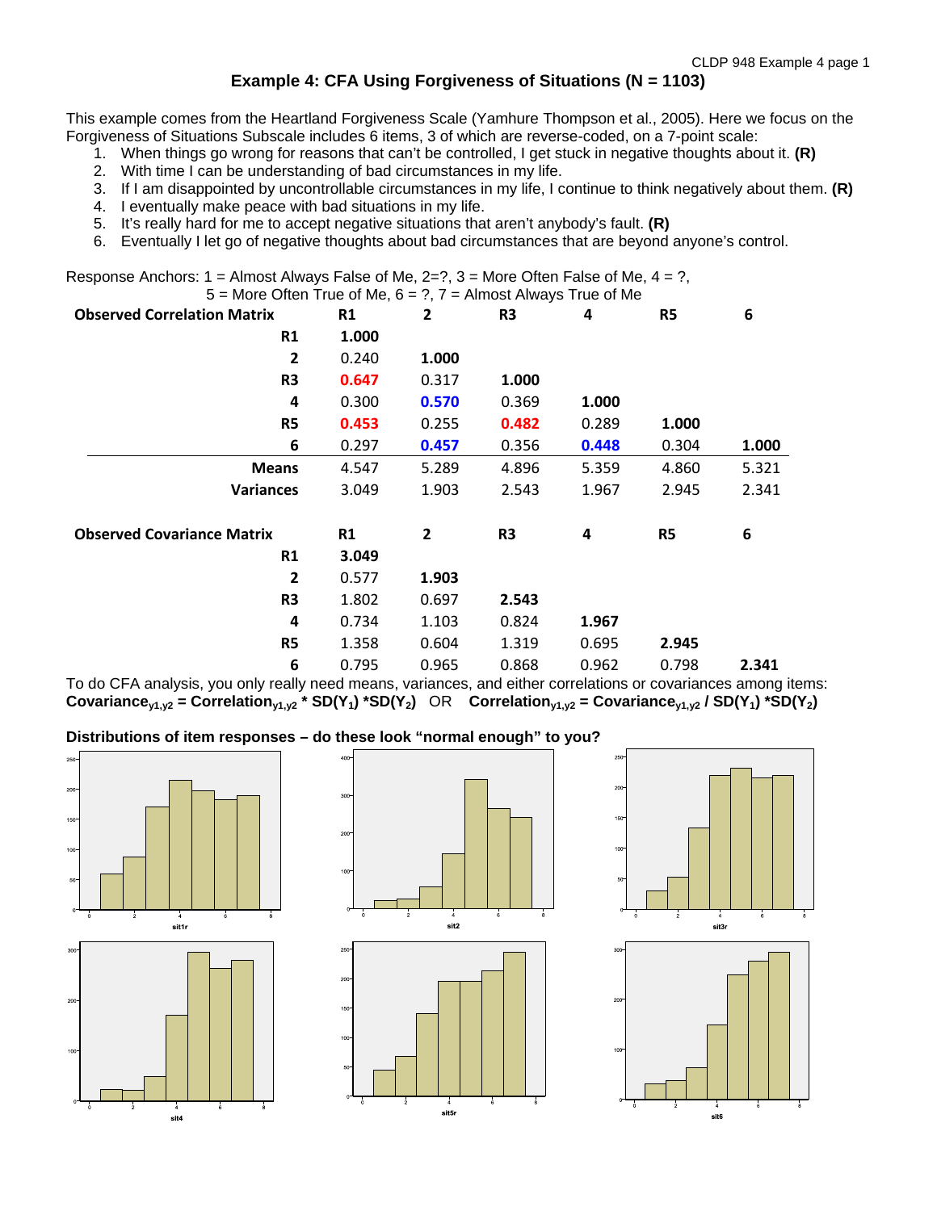# Example 4: CFA Using Forgiveness of Situations (N = 1103)

This example comes from the Heartland Forgiveness Scale (Yamhure Thompson et al., 2005). Here we focus on the Forgiveness of Situations Subscale includes 6 items, 3 of which are reverse-coded, on a 7-point scale:

1. When things go wrong for reasons that can't be controlled, I get stuck in negative thoughts about it. **(R)**
2. With time I can be understanding of bad circumstances in my life.
3. If I am disappointed by uncontrollable circumstances in my life, I continue to think negatively about them. **(R)**
4. I eventually make peace with bad situations in my life.
5. It's really hard for me to accept negative situations that aren't anybody's fault. **(R)**
6. Eventually I let go of negative thoughts about bad circumstances that are beyond anyone's control.

Response Anchors: 1 = Almost Always False of Me, 2=?, 3 = More Often False of Me, 4 = ?, 5 = More Often True of Me, 6 = ?, 7 = Almost Always True of Me

| **Observed Correlation Matrix** | **R1** | **2** | **R3** | **4** | **R5** | **6** |
|---|---|---|---|---|---|---|
| **R1** | **1.000** | | | | | |
| **2** | 0.240 | **1.000** | | | | |
| **R3** | **0.647** | 0.317 | **1.000** | | | |
| **4** | 0.300 | **0.570** | 0.369 | **1.000** | | |
| **R5** | **0.453** | 0.255 | **0.482** | 0.289 | **1.000** | |
| **6** | 0.297 | **0.457** | 0.356 | **0.448** | 0.304 | **1.000** |
| **Means** | 4.547 | 5.289 | 4.896 | 5.359 | 4.860 | 5.321 |
| **Variances** | 3.049 | 1.903 | 2.543 | 1.967 | 2.945 | 2.341 |

| **Observed Covariance Matrix** | **R1** | **2** | **R3** | **4** | **R5** | **6** |
|---|---|---|---|---|---|---|
| **R1** | **3.049** | | | | | |
| **2** | 0.577 | **1.903** | | | | |
| **R3** | 1.802 | 0.697 | **2.543** | | | |
| **4** | 0.734 | 1.103 | 0.824 | **1.967** | | |
| **R5** | 1.358 | 0.604 | 1.319 | 0.695 | **2.945** | |
| **6** | 0.795 | 0.965 | 0.868 | 0.962 | 0.798 | **2.341** |

To do CFA analysis, you only really need means, variances, and either correlations or covariances among items:
**$\text{Covariance}_{y1,y2} = \text{Correlation}_{y1,y2} * SD(Y_1) * SD(Y_2)$** OR **$\text{Correlation}_{y1,y2} = \text{Covariance}_{y1,y2} / SD(Y_1) * SD(Y_2)$**

**Distributions of item responses – do these look "normal enough" to you?**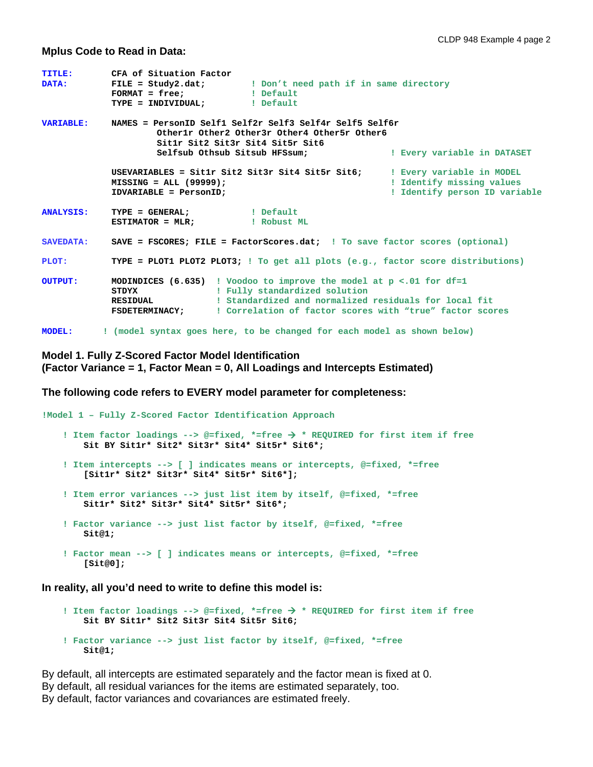### Mplus Code to Read in Data:

```
TITLE:       CFA of Situation Factor
DATA:        FILE = Study2.dat;        ! Don't need path if in same directory
             FORMAT = free;            ! Default
             TYPE = INDIVIDUAL;        ! Default

VARIABLE:    NAMES = PersonID Self1 Self2r Self3 Self4r Self5 Self6r
                     Other1r Other2 Other3r Other4 Other5r Other6
                     Sit1r Sit2 Sit3r Sit4 Sit5r Sit6
                     Selfsub Othsub Sitsub HFSsum;            ! Every variable in DATASET

             USEVARIABLES = Sit1r Sit2 Sit3r Sit4 Sit5r Sit6;  ! Every variable in MODEL
             MISSING = ALL (99999);                            ! Identify missing values
             IDVARIABLE = PersonID;                            ! Identify person ID variable

ANALYSIS:    TYPE = GENERAL;           ! Default
             ESTIMATOR = MLR;          ! Robust ML

SAVEDATA:    SAVE = FSCORES; FILE = FactorScores.dat;  ! To save factor scores (optional)

PLOT:        TYPE = PLOT1 PLOT2 PLOT3; ! To get all plots (e.g., factor score distributions)

OUTPUT:      MODINDICES (6.635)  ! Voodoo to improve the model at p <.01 for df=1
             STDYX               ! Fully standardized solution
             RESIDUAL            ! Standardized and normalized residuals for local fit
             FSDETERMINACY;      ! Correlation of factor scores with "true" factor scores

MODEL:      ! (model syntax goes here, to be changed for each model as shown below)
```

### Model 1. Fully Z-Scored Factor Model Identification
### (Factor Variance = 1, Factor Mean = 0, All Loadings and Intercepts Estimated)

**The following code refers to EVERY model parameter for completeness:**

```
!Model 1 – Fully Z-Scored Factor Identification Approach

    ! Item factor loadings --> @=fixed, *=free → * REQUIRED for first item if free
        Sit BY Sit1r* Sit2* Sit3r* Sit4* Sit5r* Sit6*;

    ! Item intercepts --> [ ] indicates means or intercepts, @=fixed, *=free
        [Sit1r* Sit2* Sit3r* Sit4* Sit5r* Sit6*];

    ! Item error variances --> just list item by itself, @=fixed, *=free
        Sit1r* Sit2* Sit3r* Sit4* Sit5r* Sit6*;

    ! Factor variance --> just list factor by itself, @=fixed, *=free
        Sit@1;

    ! Factor mean --> [ ] indicates means or intercepts, @=fixed, *=free
        [Sit@0];
```

**In reality, all you'd need to write to define this model is:**

```
    ! Item factor loadings --> @=fixed, *=free → * REQUIRED for first item if free
        Sit BY Sit1r* Sit2 Sit3r Sit4 Sit5r Sit6;

    ! Factor variance --> just list factor by itself, @=fixed, *=free
        Sit@1;
```

By default, all intercepts are estimated separately and the factor mean is fixed at 0.
By default, all residual variances for the items are estimated separately, too.
By default, factor variances and covariances are estimated freely.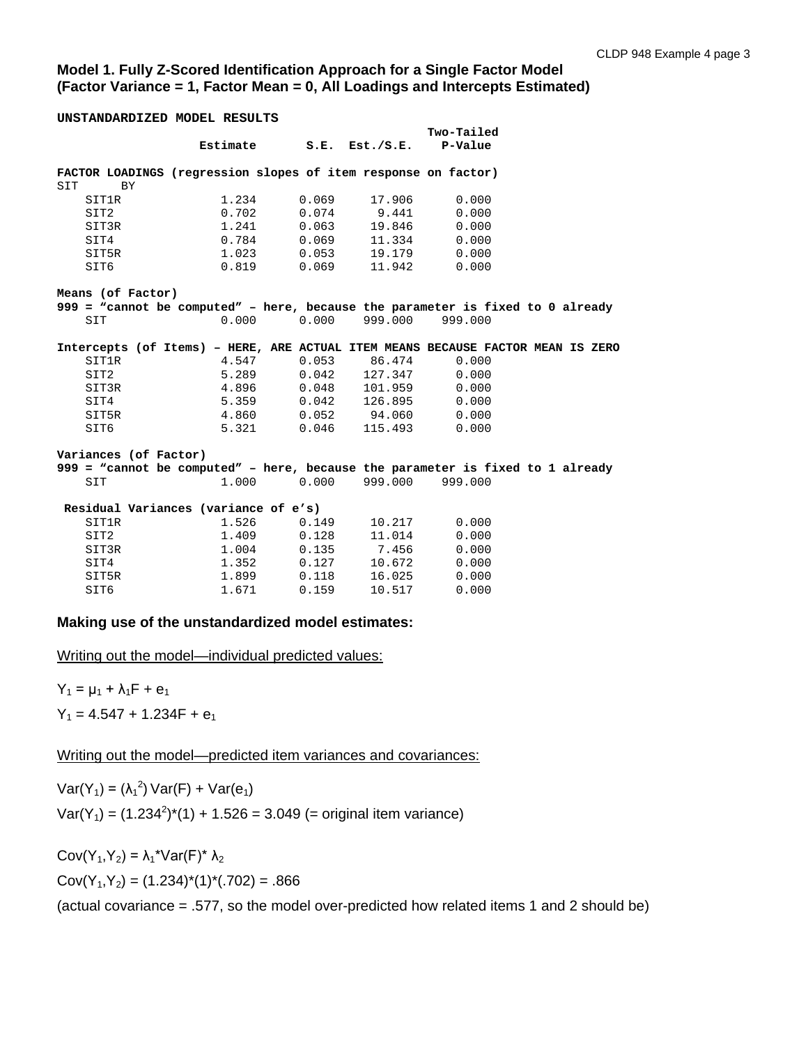### Model 1. Fully Z-Scored Identification Approach for a Single Factor Model (Factor Variance = 1, Factor Mean = 0, All Loadings and Intercepts Estimated)

```
UNSTANDARDIZED MODEL RESULTS
                                                       Two-Tailed
                 Estimate       S.E.  Est./S.E.    P-Value

FACTOR LOADINGS (regression slopes of item response on factor)
SIT      BY
    SIT1R             1.234      0.069     17.906      0.000
    SIT2              0.702      0.074      9.441      0.000
    SIT3R             1.241      0.063     19.846      0.000
    SIT4              0.784      0.069     11.334      0.000
    SIT5R             1.023      0.053     19.179      0.000
    SIT6              0.819      0.069     11.942      0.000

Means (of Factor)
999 = "cannot be computed" – here, because the parameter is fixed to 0 already
    SIT               0.000      0.000    999.000    999.000

Intercepts (of Items) – HERE, ARE ACTUAL ITEM MEANS BECAUSE FACTOR MEAN IS ZERO
    SIT1R             4.547      0.053     86.474      0.000
    SIT2              5.289      0.042    127.347      0.000
    SIT3R             4.896      0.048    101.959      0.000
    SIT4              5.359      0.042    126.895      0.000
    SIT5R             4.860      0.052     94.060      0.000
    SIT6              5.321      0.046    115.493      0.000

Variances (of Factor)
999 = "cannot be computed" – here, because the parameter is fixed to 1 already
    SIT               1.000      0.000    999.000    999.000

 Residual Variances (variance of e's)
    SIT1R             1.526      0.149     10.217      0.000
    SIT2              1.409      0.128     11.014      0.000
    SIT3R             1.004      0.135      7.456      0.000
    SIT4              1.352      0.127     10.672      0.000
    SIT5R             1.899      0.118     16.025      0.000
    SIT6              1.671      0.159     10.517      0.000
```

**Making use of the unstandardized model estimates:**

Writing out the model—individual predicted values:

$Y_1 = \mu_1 + \lambda_1 F + e_1$

$Y_1 = 4.547 + 1.234F + e_1$

Writing out the model—predicted item variances and covariances:

$Var(Y_1) = (\lambda_1^2)\,Var(F) + Var(e_1)$

$Var(Y_1) = (1.234^2)*(1) + 1.526 = 3.049$ (= original item variance)

$Cov(Y_1,Y_2) = \lambda_1 * Var(F) * \lambda_2$

$Cov(Y_1,Y_2) = (1.234)*(1)*(.702) = .866$

(actual covariance = .577, so the model over-predicted how related items 1 and 2 should be)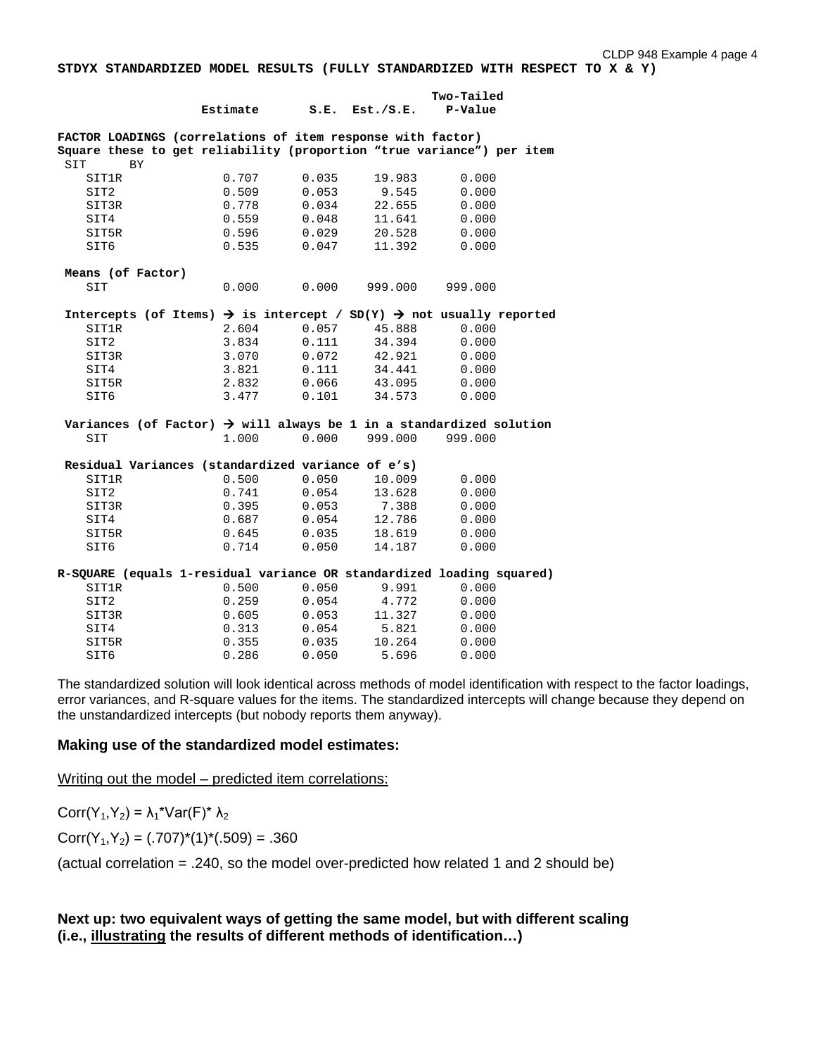**STDYX STANDARDIZED MODEL RESULTS (FULLY STANDARDIZED WITH RESPECT TO X & Y)**

```
                                                    Two-Tailed
                    Estimate       S.E.  Est./S.E.    P-Value

FACTOR LOADINGS (correlations of item response with factor)
Square these to get reliability (proportion "true variance") per item
 SIT      BY
    SIT1R              0.707      0.035     19.983      0.000
    SIT2               0.509      0.053      9.545      0.000
    SIT3R              0.778      0.034     22.655      0.000
    SIT4               0.559      0.048     11.641      0.000
    SIT5R              0.596      0.029     20.528      0.000
    SIT6               0.535      0.047     11.392      0.000

 Means (of Factor)
    SIT                0.000      0.000    999.000    999.000

 Intercepts (of Items) → is intercept / SD(Y) → not usually reported
    SIT1R              2.604      0.057     45.888      0.000
    SIT2               3.834      0.111     34.394      0.000
    SIT3R              3.070      0.072     42.921      0.000
    SIT4               3.821      0.111     34.441      0.000
    SIT5R              2.832      0.066     43.095      0.000
    SIT6               3.477      0.101     34.573      0.000

 Variances (of Factor) → will always be 1 in a standardized solution
    SIT                1.000      0.000    999.000    999.000

 Residual Variances (standardized variance of e's)
    SIT1R              0.500      0.050     10.009      0.000
    SIT2               0.741      0.054     13.628      0.000
    SIT3R              0.395      0.053      7.388      0.000
    SIT4               0.687      0.054     12.786      0.000
    SIT5R              0.645      0.035     18.619      0.000
    SIT6               0.714      0.050     14.187      0.000

R-SQUARE (equals 1-residual variance OR standardized loading squared)
    SIT1R              0.500      0.050      9.991      0.000
    SIT2               0.259      0.054      4.772      0.000
    SIT3R              0.605      0.053     11.327      0.000
    SIT4               0.313      0.054      5.821      0.000
    SIT5R              0.355      0.035     10.264      0.000
    SIT6               0.286      0.050      5.696      0.000
```

The standardized solution will look identical across methods of model identification with respect to the factor loadings, error variances, and R-square values for the items. The standardized intercepts will change because they depend on the unstandardized intercepts (but nobody reports them anyway).

**Making use of the standardized model estimates:**

Writing out the model – predicted item correlations:

$\text{Corr}(Y_1,Y_2) = \lambda_1 * \text{Var}(F) * \lambda_2$

$\text{Corr}(Y_1,Y_2) = (.707)*(1)*(.509) = .360$

(actual correlation = .240, so the model over-predicted how related 1 and 2 should be)

**Next up: two equivalent ways of getting the same model, but with different scaling (i.e., <u>illustrating</u> the results of different methods of identification…)**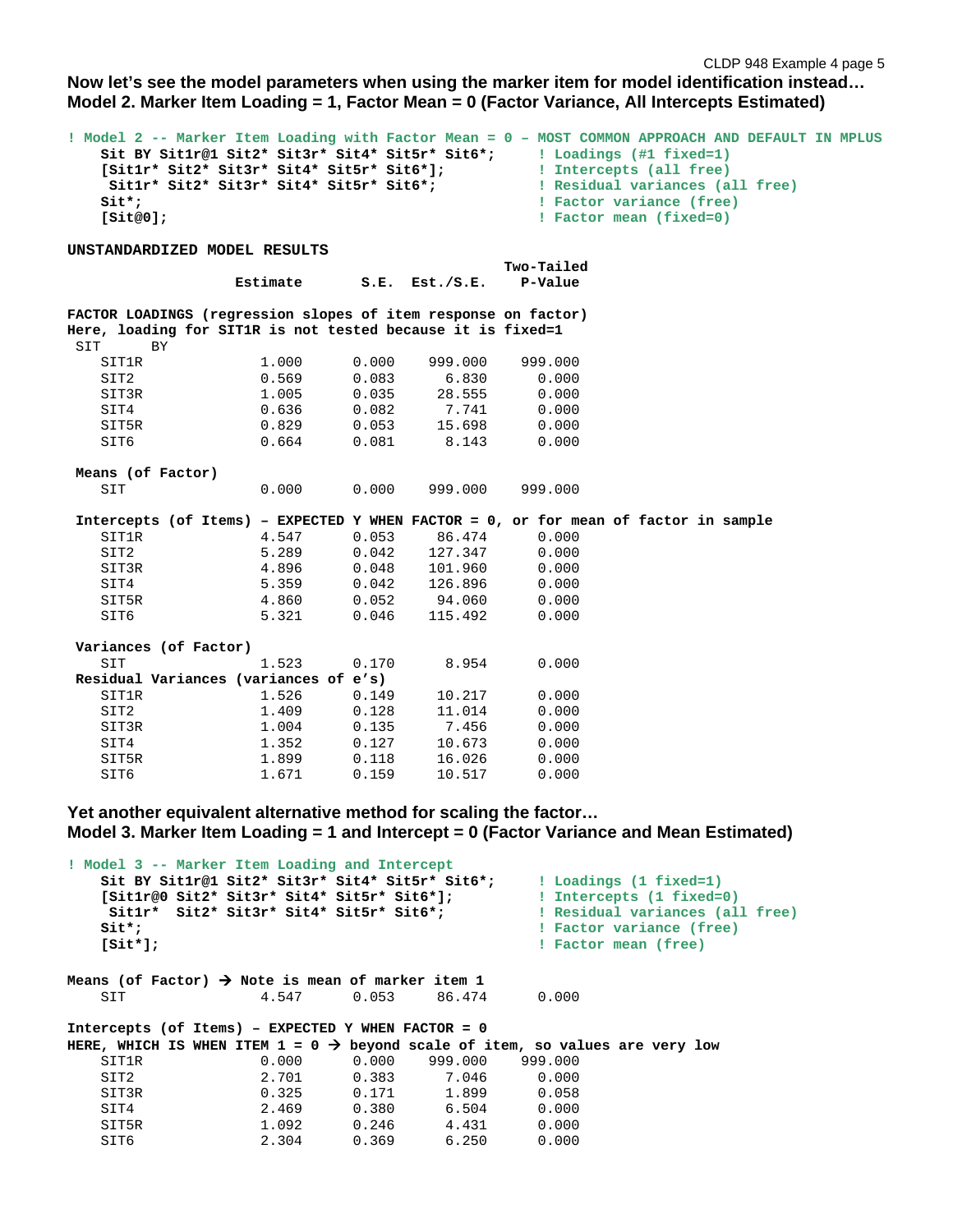**Now let's see the model parameters when using the marker item for model identification instead…**
**Model 2. Marker Item Loading = 1, Factor Mean = 0 (Factor Variance, All Intercepts Estimated)**

```
! Model 2 -- Marker Item Loading with Factor Mean = 0 – MOST COMMON APPROACH AND DEFAULT IN MPLUS
    Sit BY Sit1r@1 Sit2* Sit3r* Sit4* Sit5r* Sit6*;     ! Loadings (#1 fixed=1)
    [Sit1r* Sit2* Sit3r* Sit4* Sit5r* Sit6*];           ! Intercepts (all free)
     Sit1r* Sit2* Sit3r* Sit4* Sit5r* Sit6*;            ! Residual variances (all free)
    Sit*;                                               ! Factor variance (free)
    [Sit@0];                                            ! Factor mean (fixed=0)
```

```
UNSTANDARDIZED MODEL RESULTS
                                                    Two-Tailed
                    Estimate       S.E.  Est./S.E.    P-Value

FACTOR LOADINGS (regression slopes of item response on factor)
Here, loading for SIT1R is not tested because it is fixed=1
 SIT      BY
    SIT1R              1.000      0.000    999.000    999.000
    SIT2               0.569      0.083      6.830      0.000
    SIT3R              1.005      0.035     28.555      0.000
    SIT4               0.636      0.082      7.741      0.000
    SIT5R              0.829      0.053     15.698      0.000
    SIT6               0.664      0.081      8.143      0.000

 Means (of Factor)
    SIT                0.000      0.000    999.000    999.000

 Intercepts (of Items) – EXPECTED Y WHEN FACTOR = 0, or for mean of factor in sample
    SIT1R              4.547      0.053     86.474      0.000
    SIT2               5.289      0.042    127.347      0.000
    SIT3R              4.896      0.048    101.960      0.000
    SIT4               5.359      0.042    126.896      0.000
    SIT5R              4.860      0.052     94.060      0.000
    SIT6               5.321      0.046    115.492      0.000

 Variances (of Factor)
    SIT                1.523      0.170      8.954      0.000
 Residual Variances (variances of e's)
    SIT1R              1.526      0.149     10.217      0.000
    SIT2               1.409      0.128     11.014      0.000
    SIT3R              1.004      0.135      7.456      0.000
    SIT4               1.352      0.127     10.673      0.000
    SIT5R              1.899      0.118     16.026      0.000
    SIT6               1.671      0.159     10.517      0.000
```

**Yet another equivalent alternative method for scaling the factor…**
**Model 3. Marker Item Loading = 1 and Intercept = 0 (Factor Variance and Mean Estimated)**

```
! Model 3 -- Marker Item Loading and Intercept
    Sit BY Sit1r@1 Sit2* Sit3r* Sit4* Sit5r* Sit6*;     ! Loadings (1 fixed=1)
    [Sit1r@0 Sit2* Sit3r* Sit4* Sit5r* Sit6*];          ! Intercepts (1 fixed=0)
     Sit1r*  Sit2* Sit3r* Sit4* Sit5r* Sit6*;           ! Residual variances (all free)
    Sit*;                                               ! Factor variance (free)
    [Sit*];                                             ! Factor mean (free)
```

```
Means (of Factor) → Note is mean of marker item 1
    SIT                4.547      0.053     86.474      0.000

Intercepts (of Items) – EXPECTED Y WHEN FACTOR = 0
HERE, WHICH IS WHEN ITEM 1 = 0 → beyond scale of item, so values are very low
    SIT1R              0.000      0.000    999.000    999.000
    SIT2               2.701      0.383      7.046      0.000
    SIT3R              0.325      0.171      1.899      0.058
    SIT4               2.469      0.380      6.504      0.000
    SIT5R              1.092      0.246      4.431      0.000
    SIT6               2.304      0.369      6.250      0.000
```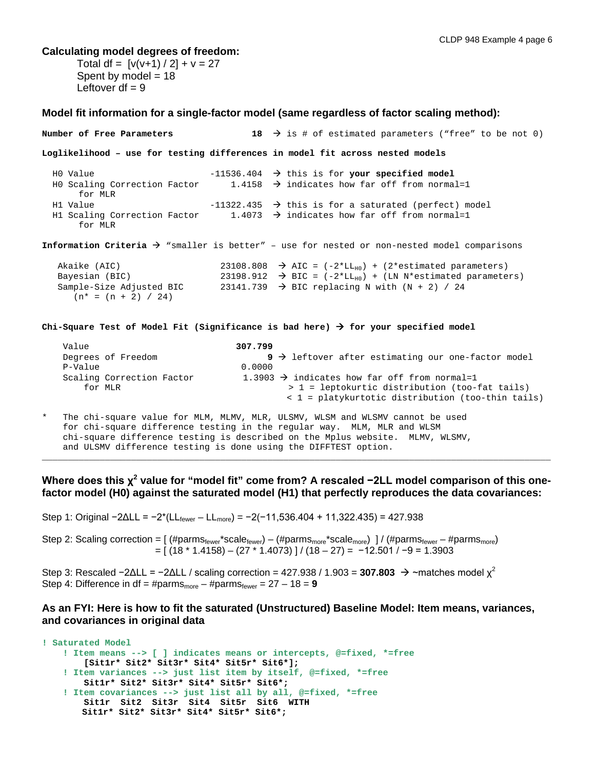**Calculating model degrees of freedom:**

Total df = [v(v+1) / 2] + v = 27
Spent by model = 18
Leftover df = 9

**Model fit information for a single-factor model (same regardless of factor scaling method):**

```
Number of Free Parameters                  18  → is # of estimated parameters ("free" to be not 0)

Loglikelihood – use for testing differences in model fit across nested models

  H0 Value                          -11536.404  → this is for your specified model
  H0 Scaling Correction Factor          1.4158  → indicates how far off from normal=1
       for MLR
  H1 Value                          -11322.435  → this is for a saturated (perfect) model
  H1 Scaling Correction Factor          1.4073  → indicates how far off from normal=1
       for MLR

Information Criteria → "smaller is better" – use for nested or non-nested model comparisons

   Akaike (AIC)                       23108.808  → AIC = (-2*LL_H0) + (2*estimated parameters)
   Bayesian (BIC)                     23198.912  → BIC = (-2*LL_H0) + (LN N*estimated parameters)
   Sample-Size Adjusted BIC           23141.739  → BIC replacing N with (N + 2) / 24
      (n* = (n + 2) / 24)

Chi-Square Test of Model Fit (Significance is bad here) → for your specified model

     Value                              307.799
     Degrees of Freedom                       9  → leftover after estimating our one-factor model
     P-Value                             0.0000
     Scaling Correction Factor           1.3903  → indicates how far off from normal=1
         for MLR                                   > 1 = leptokurtic distribution (too-fat tails)
                                                   < 1 = platykurtotic distribution (too-thin tails)

*    The chi-square value for MLM, MLMV, MLR, ULSMV, WLSM and WLSMV cannot be used
     for chi-square difference testing in the regular way.  MLM, MLR and WLSM
     chi-square difference testing is described on the Mplus website.  MLMV, WLSMV,
     and ULSMV difference testing is done using the DIFFTEST option.
```

---

**Where does this $\chi^2$ value for "model fit" come from? A rescaled −2LL model comparison of this one-factor model (H0) against the saturated model (H1) that perfectly reproduces the data covariances:**

Step 1: Original $-2\Delta LL = -2*(LL_{fewer} - LL_{more}) = -2(-11{,}536.404 + 11{,}322.435) = 427.938$

Step 2: Scaling correction = $[\,(\#parms_{fewer}*scale_{fewer}) - (\#parms_{more}*scale_{more})\,] / (\#parms_{fewer} - \#parms_{more})$
$= [\,(18 * 1.4158) - (27 * 1.4073)\,] / (18 - 27) = -12.501 / -9 = 1.3903$

Step 3: Rescaled $-2\Delta LL = -2\Delta LL$ / scaling correction = 427.938 / 1.903 = **307.803** → ~matches model $\chi^2$
Step 4: Difference in df = $\#parms_{more} - \#parms_{fewer}$ = 27 – 18 = **9**

**As an FYI: Here is how to fit the saturated (Unstructured) Baseline Model: Item means, variances, and covariances in original data**

```
! Saturated Model
    ! Item means --> [ ] indicates means or intercepts, @=fixed, *=free
        [Sit1r* Sit2* Sit3r* Sit4* Sit5r* Sit6*];
    ! Item variances --> just list item by itself, @=fixed, *=free
        Sit1r* Sit2* Sit3r* Sit4* Sit5r* Sit6*;
    ! Item covariances --> just list all by all, @=fixed, *=free
        Sit1r  Sit2  Sit3r  Sit4  Sit5r  Sit6  WITH
       Sit1r* Sit2* Sit3r* Sit4* Sit5r* Sit6*;
```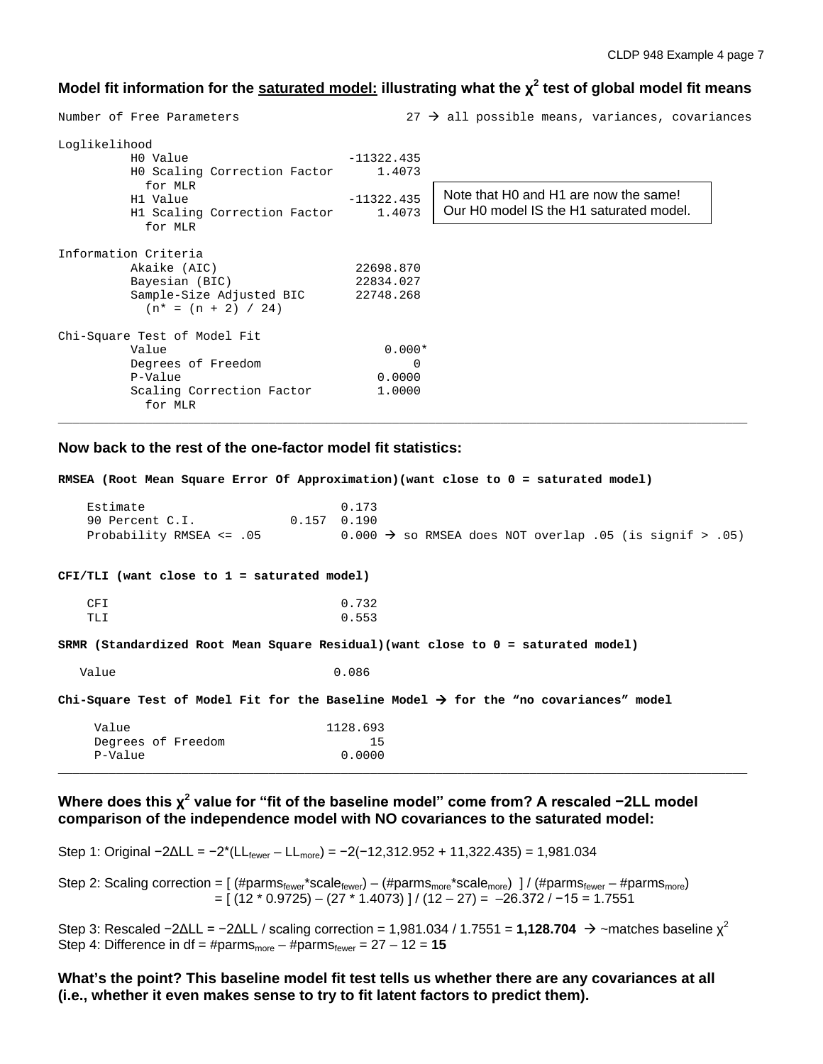**Model fit information for the saturated model: illustrating what the $\chi^2$ test of global model fit means**

```
Number of Free Parameters                        27 → all possible means, variances, covariances

Loglikelihood
          H0 Value                       -11322.435
          H0 Scaling Correction Factor       1.4073
            for MLR
          H1 Value                       -11322.435
          H1 Scaling Correction Factor       1.4073
            for MLR

Information Criteria
          Akaike (AIC)                    22698.870
          Bayesian (BIC)                  22834.027
          Sample-Size Adjusted BIC        22748.268
            (n* = (n + 2) / 24)

Chi-Square Test of Model Fit
          Value                               0.000*
          Degrees of Freedom                      0
          P-Value                            0.0000
          Scaling Correction Factor          1.0000
            for MLR
```

Note that H0 and H1 are now the same! Our H0 model IS the H1 saturated model.

---

**Now back to the rest of the one-factor model fit statistics:**

```
RMSEA (Root Mean Square Error Of Approximation)(want close to 0 = saturated model)

    Estimate                         0.173
    90 Percent C.I.           0.157  0.190
    Probability RMSEA <= .05         0.000 → so RMSEA does NOT overlap .05 (is signif > .05)

CFI/TLI (want close to 1 = saturated model)

    CFI                              0.732
    TLI                              0.553

SRMR (Standardized Root Mean Square Residual)(want close to 0 = saturated model)

   Value                            0.086

Chi-Square Test of Model Fit for the Baseline Model → for the "no covariances" model

     Value                        1128.693
     Degrees of Freedom                 15
     P-Value                        0.0000
```

---

**Where does this $\chi^2$ value for "fit of the baseline model" come from? A rescaled −2LL model comparison of the independence model with NO covariances to the saturated model:**

Step 1: Original $-2\Delta LL = -2*(LL_{fewer} - LL_{more}) = -2(-12{,}312.952 + 11{,}322.435) = 1{,}981.034$

Step 2: Scaling correction = $[\,(\#parms_{fewer}*scale_{fewer}) - (\#parms_{more}*scale_{more})\,] / (\#parms_{fewer} - \#parms_{more})$
$= [\,(12 * 0.9725) - (27 * 1.4073)\,] / (12 - 27) = -26.372 / -15 = 1.7551$

Step 3: Rescaled $-2\Delta LL = -2\Delta LL$ / scaling correction = 1,981.034 / 1.7551 = **1,128.704** → ~matches baseline $\chi^2$
Step 4: Difference in df = $\#parms_{more} - \#parms_{fewer} = 27 - 12 =$ **15**

**What's the point? This baseline model fit test tells us whether there are any covariances at all (i.e., whether it even makes sense to try to fit latent factors to predict them).**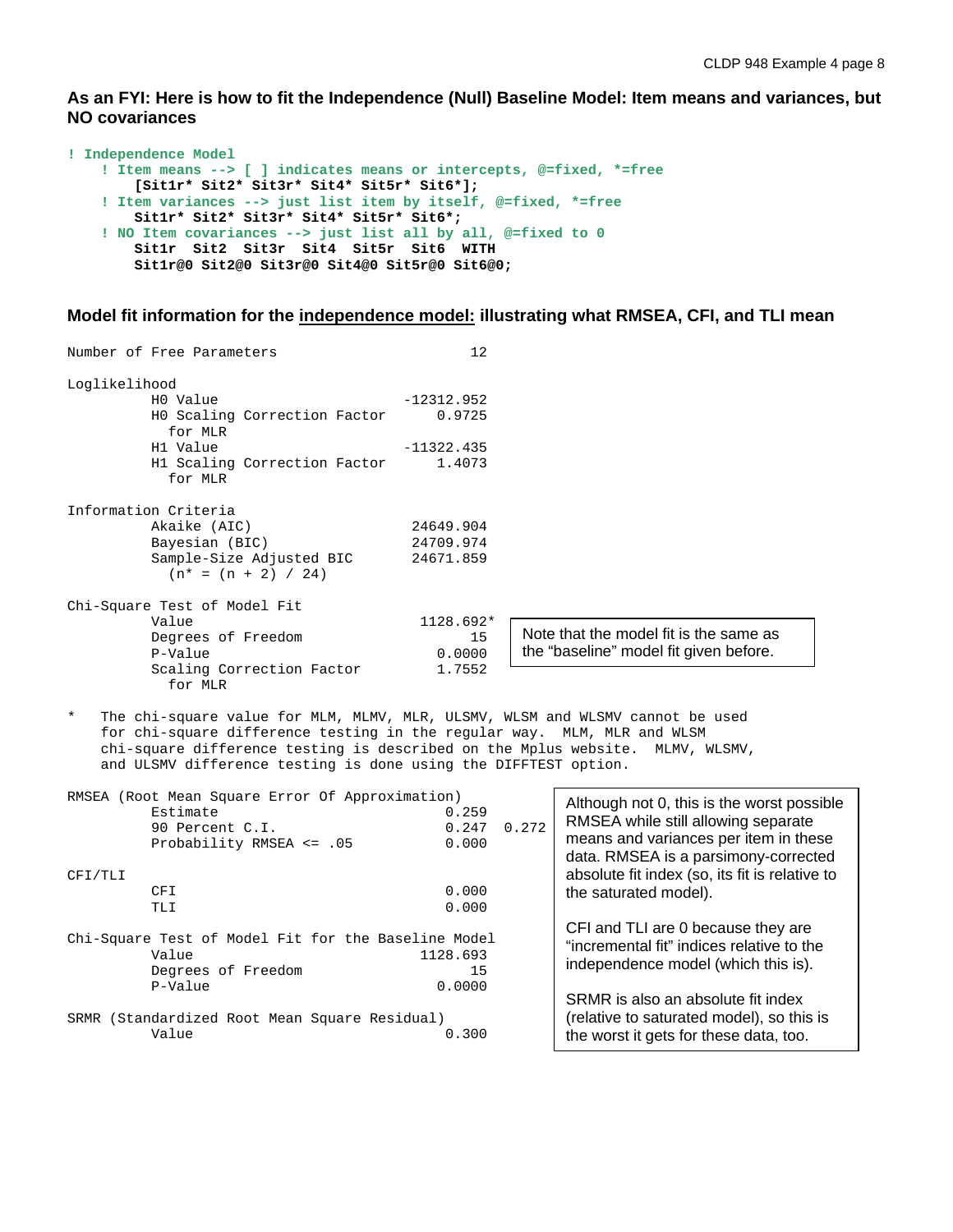### As an FYI: Here is how to fit the Independence (Null) Baseline Model: Item means and variances, but NO covariances

```
! Independence Model
    ! Item means --> [ ] indicates means or intercepts, @=fixed, *=free
        [Sit1r* Sit2* Sit3r* Sit4* Sit5r* Sit6*];
    ! Item variances --> just list item by itself, @=fixed, *=free
        Sit1r* Sit2* Sit3r* Sit4* Sit5r* Sit6*;
    ! NO Item covariances --> just list all by all, @=fixed to 0
        Sit1r  Sit2  Sit3r  Sit4  Sit5r  Sit6  WITH
        Sit1r@0 Sit2@0 Sit3r@0 Sit4@0 Sit5r@0 Sit6@0;
```

### Model fit information for the <u>independence model:</u> illustrating what RMSEA, CFI, and TLI mean

```
Number of Free Parameters                       12

Loglikelihood
          H0 Value                      -12312.952
          H0 Scaling Correction Factor      0.9725
            for MLR
          H1 Value                      -11322.435
          H1 Scaling Correction Factor      1.4073
            for MLR

Information Criteria
          Akaike (AIC)                   24649.904
          Bayesian (BIC)                 24709.974
          Sample-Size Adjusted BIC       24671.859
            (n* = (n + 2) / 24)

Chi-Square Test of Model Fit
          Value                           1128.692*
          Degrees of Freedom                    15
          P-Value                           0.0000
          Scaling Correction Factor         1.7552
            for MLR
```

Note that the model fit is the same as the "baseline" model fit given before.

```
*   The chi-square value for MLM, MLMV, MLR, ULSMV, WLSM and WLSMV cannot be used
    for chi-square difference testing in the regular way.  MLM, MLR and WLSM
    chi-square difference testing is described on the Mplus website.  MLMV, WLSMV,
    and ULSMV difference testing is done using the DIFFTEST option.

RMSEA (Root Mean Square Error Of Approximation)
          Estimate                           0.259
          90 Percent C.I.                    0.247  0.272
          Probability RMSEA <= .05           0.000

CFI/TLI
          CFI                                0.000
          TLI                                0.000

Chi-Square Test of Model Fit for the Baseline Model
          Value                           1128.693
          Degrees of Freedom                    15
          P-Value                           0.0000

SRMR (Standardized Root Mean Square Residual)
          Value                              0.300
```

Although not 0, this is the worst possible RMSEA while still allowing separate means and variances per item in these data. RMSEA is a parsimony-corrected absolute fit index (so, its fit is relative to the saturated model).

CFI and TLI are 0 because they are "incremental fit" indices relative to the independence model (which this is).

SRMR is also an absolute fit index (relative to saturated model), so this is the worst it gets for these data, too.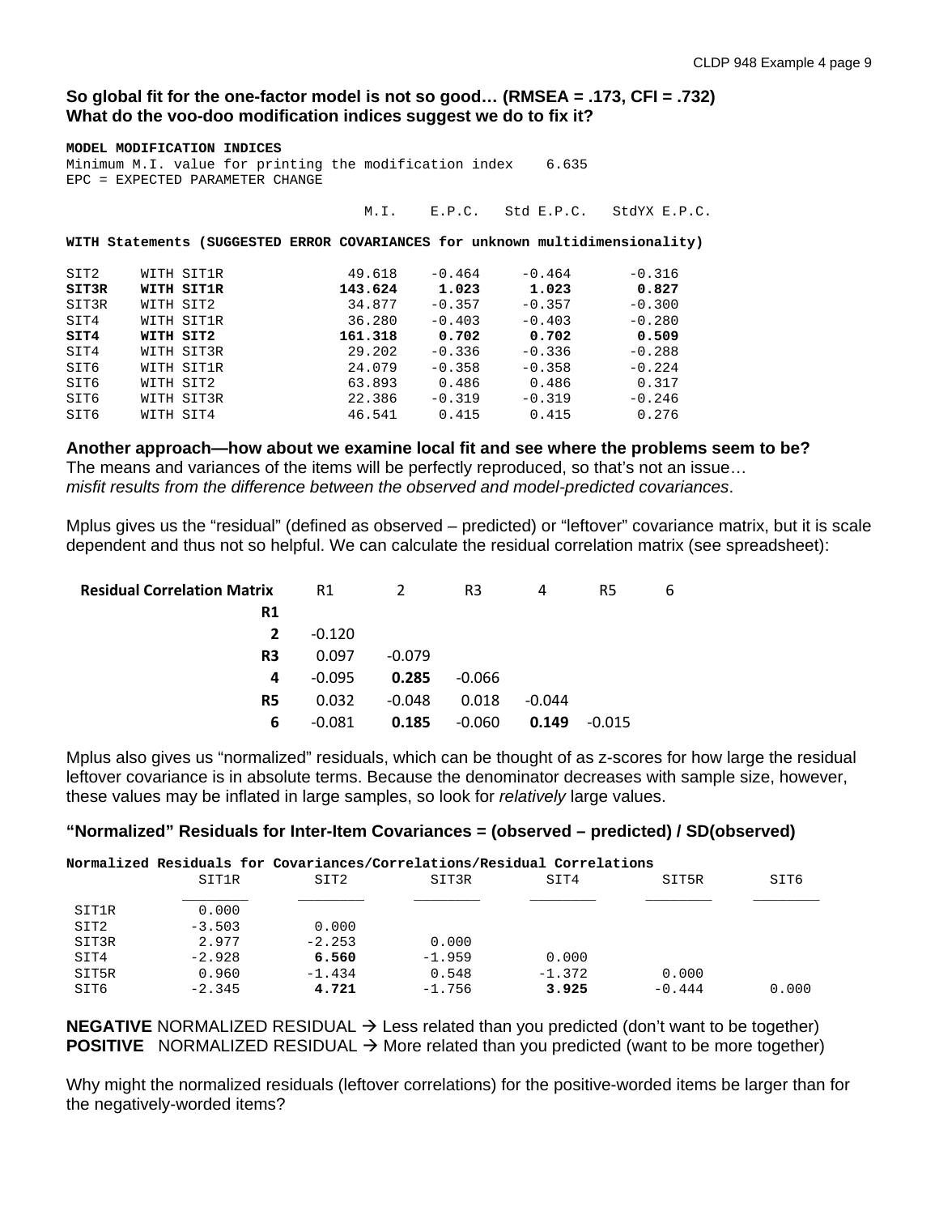**So global fit for the one-factor model is not so good… (RMSEA = .173, CFI = .732)**
**What do the voo-doo modification indices suggest we do to fix it?**

```
MODEL MODIFICATION INDICES
Minimum M.I. value for printing the modification index    6.635
EPC = EXPECTED PARAMETER CHANGE

                                M.I.    E.P.C.   Std E.P.C.   StdYX E.P.C.

WITH Statements (SUGGESTED ERROR COVARIANCES for unknown multidimensionality)

SIT2     WITH SIT1R             49.618    -0.464     -0.464       -0.316
SIT3R    WITH SIT1R            143.624     1.023      1.023        0.827
SIT3R    WITH SIT2              34.877    -0.357     -0.357       -0.300
SIT4     WITH SIT1R             36.280    -0.403     -0.403       -0.280
SIT4     WITH SIT2             161.318     0.702      0.702        0.509
SIT4     WITH SIT3R             29.202    -0.336     -0.336       -0.288
SIT6     WITH SIT1R             24.079    -0.358     -0.358       -0.224
SIT6     WITH SIT2              63.893     0.486      0.486        0.317
SIT6     WITH SIT3R             22.386    -0.319     -0.319       -0.246
SIT6     WITH SIT4              46.541     0.415      0.415        0.276
```

**Another approach—how about we examine local fit and see where the problems seem to be?**
The means and variances of the items will be perfectly reproduced, so that's not an issue…
*misfit results from the difference between the observed and model-predicted covariances*.

Mplus gives us the "residual" (defined as observed – predicted) or "leftover" covariance matrix, but it is scale dependent and thus not so helpful. We can calculate the residual correlation matrix (see spreadsheet):

| Residual Correlation Matrix | R1 | 2 | R3 | 4 | R5 | 6 |
|---|---|---|---|---|---|---|
| R1 | | | | | | |
| 2 | -0.120 | | | | | |
| R3 | 0.097 | -0.079 | | | | |
| 4 | -0.095 | **0.285** | -0.066 | | | |
| R5 | 0.032 | -0.048 | 0.018 | -0.044 | | |
| 6 | -0.081 | **0.185** | -0.060 | **0.149** | -0.015 | |

Mplus also gives us "normalized" residuals, which can be thought of as z-scores for how large the residual leftover covariance is in absolute terms. Because the denominator decreases with sample size, however, these values may be inflated in large samples, so look for *relatively* large values.

**"Normalized" Residuals for Inter-Item Covariances = (observed – predicted) / SD(observed)**

**Normalized Residuals for Covariances/Correlations/Residual Correlations**

| | SIT1R | SIT2 | SIT3R | SIT4 | SIT5R | SIT6 |
|---|---|---|---|---|---|---|
| SIT1R | 0.000 | | | | | |
| SIT2 | -3.503 | 0.000 | | | | |
| SIT3R | 2.977 | -2.253 | 0.000 | | | |
| SIT4 | -2.928 | **6.560** | -1.959 | 0.000 | | |
| SIT5R | 0.960 | -1.434 | 0.548 | -1.372 | 0.000 | |
| SIT6 | -2.345 | **4.721** | -1.756 | **3.925** | -0.444 | 0.000 |

**NEGATIVE** NORMALIZED RESIDUAL → Less related than you predicted (don't want to be together)
**POSITIVE** NORMALIZED RESIDUAL → More related than you predicted (want to be more together)

Why might the normalized residuals (leftover correlations) for the positive-worded items be larger than for the negatively-worded items?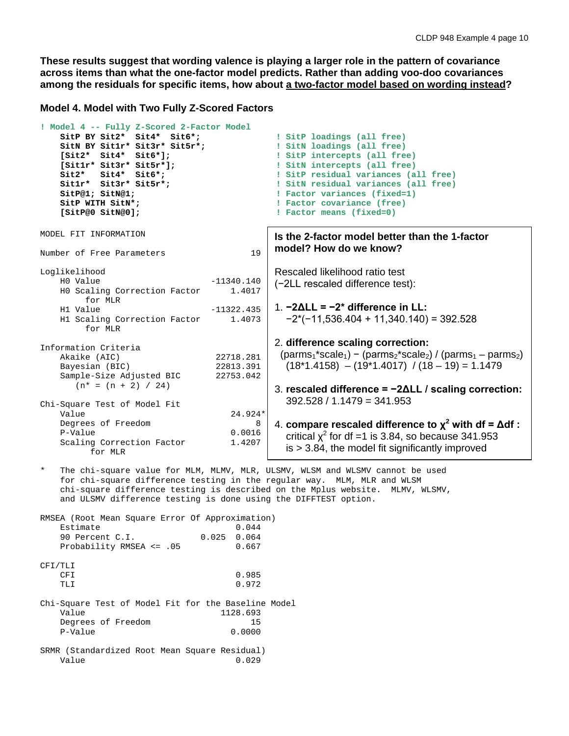**These results suggest that wording valence is playing a larger role in the pattern of covariance across items than what the one-factor model predicts. Rather than adding voo-doo covariances among the residuals for specific items, how about a two-factor model based on wording instead?**

### Model 4. Model with Two Fully Z-Scored Factors

```
! Model 4 -- Fully Z-Scored 2-Factor Model
    SitP BY Sit2*  Sit4*  Sit6*;              ! SitP loadings (all free)
    SitN BY Sit1r* Sit3r* Sit5r*;             ! SitN loadings (all free)
    [Sit2*  Sit4*  Sit6*];                    ! SitP intercepts (all free)
    [Sit1r* Sit3r* Sit5r*];                   ! SitN intercepts (all free)
    Sit2*   Sit4*  Sit6*;                     ! SitP residual variances (all free)
    Sit1r*  Sit3r* Sit5r*;                    ! SitN residual variances (all free)
    SitP@1; SitN@1;                           ! Factor variances (fixed=1)
    SitP WITH SitN*;                          ! Factor covariance (free)
    [SitP@0 SitN@0];                          ! Factor means (fixed=0)
```

```
MODEL FIT INFORMATION

Number of Free Parameters                       19

Loglikelihood
    H0 Value                            -11340.140
    H0 Scaling Correction Factor            1.4017
         for MLR
    H1 Value                            -11322.435
    H1 Scaling Correction Factor            1.4073
         for MLR

Information Criteria
    Akaike (AIC)                         22718.281
    Bayesian (BIC)                       22813.391
    Sample-Size Adjusted BIC             22753.042
       (n* = (n + 2) / 24)

Chi-Square Test of Model Fit
    Value                                   24.924*
    Degrees of Freedom                           8
    P-Value                                 0.0016
    Scaling Correction Factor               1.4207
         for MLR

*   The chi-square value for MLM, MLMV, MLR, ULSMV, WLSM and WLSMV cannot be used
    for chi-square difference testing in the regular way.  MLM, MLR and WLSM
    chi-square difference testing is described on the Mplus website.  MLMV, WLSMV,
    and ULSMV difference testing is done using the DIFFTEST option.

RMSEA (Root Mean Square Error Of Approximation)
    Estimate                                 0.044
    90 Percent C.I.                   0.025  0.064
    Probability RMSEA <= .05                 0.667

CFI/TLI
    CFI                                      0.985
    TLI                                      0.972

Chi-Square Test of Model Fit for the Baseline Model
    Value                                 1128.693
    Degrees of Freedom                          15
    P-Value                                 0.0000

SRMR (Standardized Root Mean Square Residual)
    Value                                    0.029
```

**Is the 2-factor model better than the 1-factor model? How do we know?**

Rescaled likelihood ratio test (−2LL rescaled difference test):

1. **−2ΔLL = −2\* difference in LL:**
   −2\*(−11,536.404 + 11,340.140) = 392.528

2. **difference scaling correction:**
   $(\text{parms}_1\text{*scale}_1) - (\text{parms}_2\text{*scale}_2) / (\text{parms}_1 - \text{parms}_2)$
   (18\*1.4158) – (19\*1.4017) / (18 – 19) = 1.1479

3. **rescaled difference = −2ΔLL / scaling correction:**
   392.528 / 1.1479 = 341.953

4. **compare rescaled difference to $\chi^2$ with df = Δdf :**
   critical $\chi^2$ for df =1 is 3.84, so because 341.953 is > 3.84, the model fit significantly improved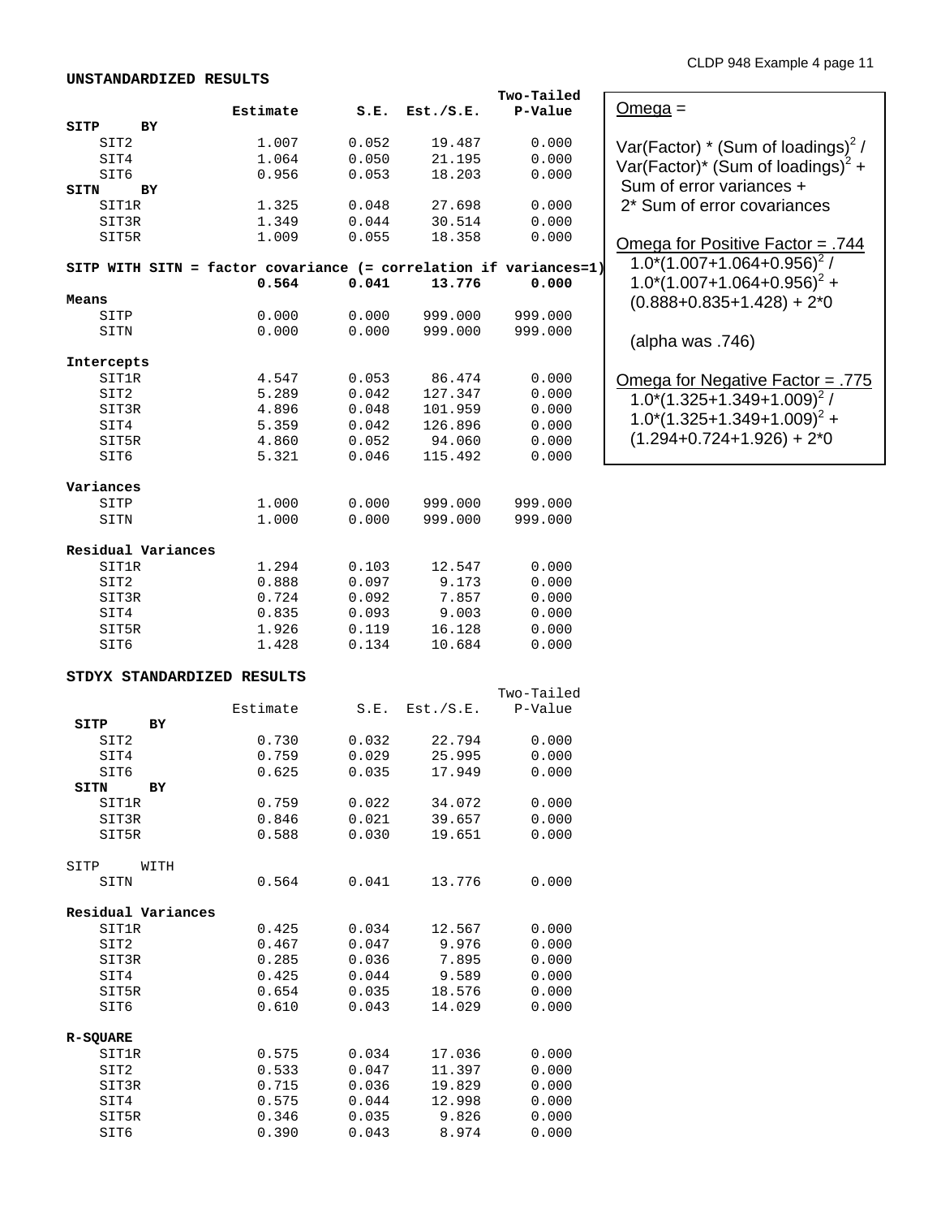**UNSTANDARDIZED RESULTS**

```
                                                         Two-Tailed
                    Estimate       S.E.  Est./S.E.    P-Value
SITP     BY
    SIT2               1.007      0.052     19.487      0.000
    SIT4               1.064      0.050     21.195      0.000
    SIT6               0.956      0.053     18.203      0.000
SITN     BY
    SIT1R              1.325      0.048     27.698      0.000
    SIT3R              1.349      0.044     30.514      0.000
    SIT5R              1.009      0.055     18.358      0.000

SITP WITH SITN = factor covariance (= correlation if variances=1)
                       0.564      0.041     13.776      0.000
Means
    SITP               0.000      0.000    999.000    999.000
    SITN               0.000      0.000    999.000    999.000

Intercepts
    SIT1R              4.547      0.053     86.474      0.000
    SIT2               5.289      0.042    127.347      0.000
    SIT3R              4.896      0.048    101.959      0.000
    SIT4               5.359      0.042    126.896      0.000
    SIT5R              4.860      0.052     94.060      0.000
    SIT6               5.321      0.046    115.492      0.000

Variances
    SITP               1.000      0.000    999.000    999.000
    SITN               1.000      0.000    999.000    999.000

Residual Variances
    SIT1R              1.294      0.103     12.547      0.000
    SIT2               0.888      0.097      9.173      0.000
    SIT3R              0.724      0.092      7.857      0.000
    SIT4               0.835      0.093      9.003      0.000
    SIT5R              1.926      0.119     16.128      0.000
    SIT6               1.428      0.134     10.684      0.000
```

Omega =

Var(Factor) * (Sum of loadings)$^2$ / Var(Factor)* (Sum of loadings)$^2$ + Sum of error variances + 2* Sum of error covariances

Omega for Positive Factor = .744
$1.0*(1.007+1.064+0.956)^2$ / $1.0*(1.007+1.064+0.956)^2$ + $(0.888+0.835+1.428) + 2*0$

(alpha was .746)

Omega for Negative Factor = .775
$1.0*(1.325+1.349+1.009)^2$ / $1.0*(1.325+1.349+1.009)^2$ + $(1.294+0.724+1.926) + 2*0$

**STDYX STANDARDIZED RESULTS**

```
                                                         Two-Tailed
                    Estimate       S.E.  Est./S.E.    P-Value
 SITP     BY
    SIT2               0.730      0.032     22.794      0.000
    SIT4               0.759      0.029     25.995      0.000
    SIT6               0.625      0.035     17.949      0.000
 SITN     BY
    SIT1R              0.759      0.022     34.072      0.000
    SIT3R              0.846      0.021     39.657      0.000
    SIT5R              0.588      0.030     19.651      0.000

SITP     WITH
    SITN               0.564      0.041     13.776      0.000

Residual Variances
    SIT1R              0.425      0.034     12.567      0.000
    SIT2               0.467      0.047      9.976      0.000
    SIT3R              0.285      0.036      7.895      0.000
    SIT4               0.425      0.044      9.589      0.000
    SIT5R              0.654      0.035     18.576      0.000
    SIT6               0.610      0.043     14.029      0.000

R-SQUARE
    SIT1R              0.575      0.034     17.036      0.000
    SIT2               0.533      0.047     11.397      0.000
    SIT3R              0.715      0.036     19.829      0.000
    SIT4               0.575      0.044     12.998      0.000
    SIT5R              0.346      0.035      9.826      0.000
    SIT6               0.390      0.043      8.974      0.000
```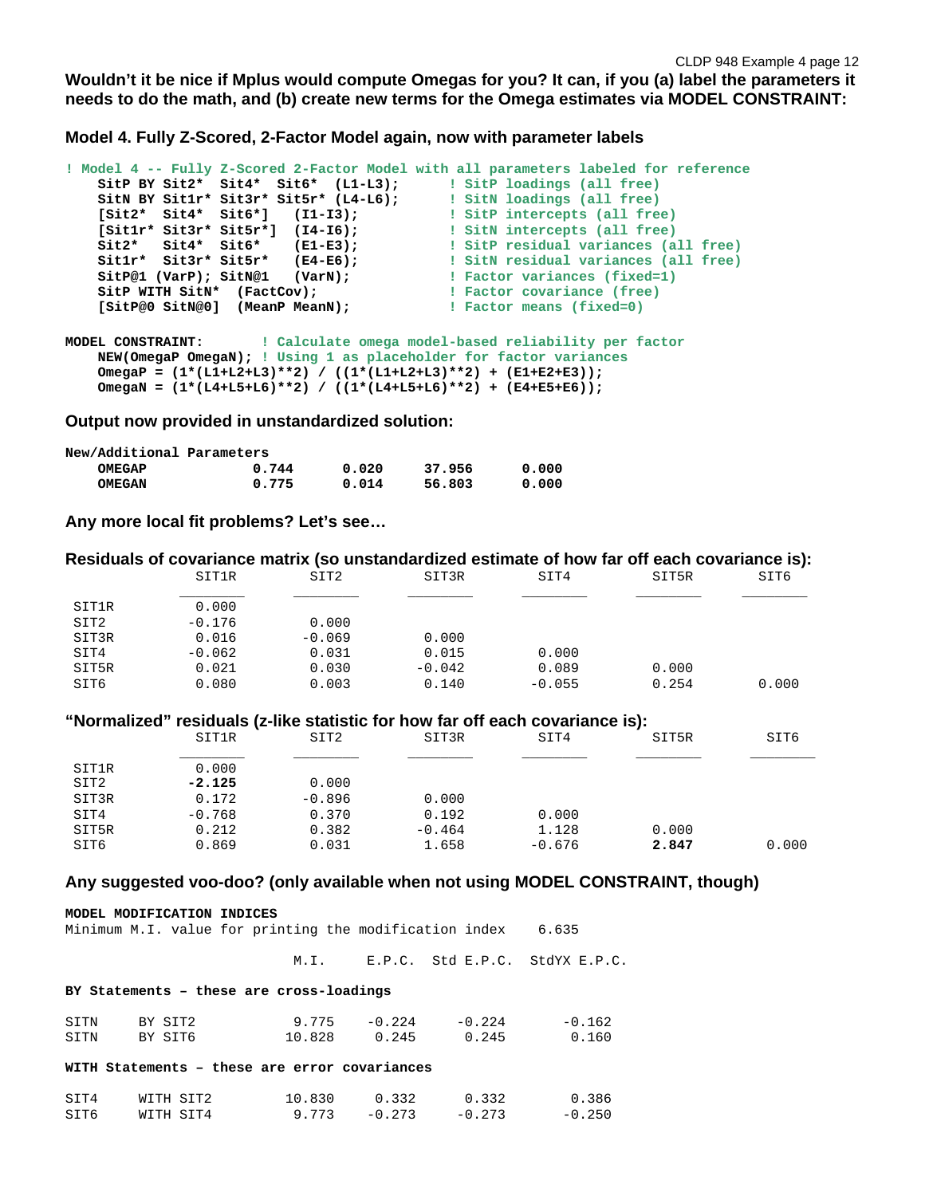**Wouldn't it be nice if Mplus would compute Omegas for you? It can, if you (a) label the parameters it needs to do the math, and (b) create new terms for the Omega estimates via MODEL CONSTRAINT:**

**Model 4. Fully Z-Scored, 2-Factor Model again, now with parameter labels**

```
! Model 4 -- Fully Z-Scored 2-Factor Model with all parameters labeled for reference
    SitP BY Sit2*  Sit4*  Sit6*  (L1-L3);       ! SitP loadings (all free)
    SitN BY Sit1r* Sit3r* Sit5r* (L4-L6);       ! SitN loadings (all free)
    [Sit2*  Sit4*  Sit6*]   (I1-I3);            ! SitP intercepts (all free)
    [Sit1r* Sit3r* Sit5r*]  (I4-I6);            ! SitN intercepts (all free)
    Sit2*   Sit4*  Sit6*    (E1-E3);            ! SitP residual variances (all free)
    Sit1r*  Sit3r* Sit5r*   (E4-E6);            ! SitN residual variances (all free)
    SitP@1 (VarP); SitN@1   (VarN);             ! Factor variances (fixed=1)
    SitP WITH SitN*  (FactCov);                 ! Factor covariance (free)
    [SitP@0 SitN@0]  (MeanP MeanN);             ! Factor means (fixed=0)

MODEL CONSTRAINT:       ! Calculate omega model-based reliability per factor
    NEW(OmegaP OmegaN); ! Using 1 as placeholder for factor variances
    OmegaP = (1*(L1+L2+L3)**2) / ((1*(L1+L2+L3)**2) + (E1+E2+E3));
    OmegaN = (1*(L4+L5+L6)**2) / ((1*(L4+L5+L6)**2) + (E4+E5+E6));
```

**Output now provided in unstandardized solution:**

```
New/Additional Parameters
    OMEGAP            0.744      0.020     37.956      0.000
    OMEGAN            0.775      0.014     56.803      0.000
```

**Any more local fit problems? Let's see…**

**Residuals of covariance matrix (so unstandardized estimate of how far off each covariance is):**

| | SIT1R | SIT2 | SIT3R | SIT4 | SIT5R | SIT6 |
|---|---|---|---|---|---|---|
| SIT1R | 0.000 | | | | | |
| SIT2 | -0.176 | 0.000 | | | | |
| SIT3R | 0.016 | -0.069 | 0.000 | | | |
| SIT4 | -0.062 | 0.031 | 0.015 | 0.000 | | |
| SIT5R | 0.021 | 0.030 | -0.042 | 0.089 | 0.000 | |
| SIT6 | 0.080 | 0.003 | 0.140 | -0.055 | 0.254 | 0.000 |

**"Normalized" residuals (z-like statistic for how far off each covariance is):**

| | SIT1R | SIT2 | SIT3R | SIT4 | SIT5R | SIT6 |
|---|---|---|---|---|---|---|
| SIT1R | 0.000 | | | | | |
| SIT2 | **-2.125** | 0.000 | | | | |
| SIT3R | 0.172 | -0.896 | 0.000 | | | |
| SIT4 | -0.768 | 0.370 | 0.192 | 0.000 | | |
| SIT5R | 0.212 | 0.382 | -0.464 | 1.128 | 0.000 | |
| SIT6 | 0.869 | 0.031 | 1.658 | -0.676 | **2.847** | 0.000 |

**Any suggested voo-doo? (only available when not using MODEL CONSTRAINT, though)**

```
MODEL MODIFICATION INDICES
Minimum M.I. value for printing the modification index     6.635

                             M.I.     E.P.C.  Std E.P.C.  StdYX E.P.C.

BY Statements – these are cross-loadings

SITN     BY SIT2            9.775    -0.224    -0.224      -0.162
SITN     BY SIT6           10.828     0.245     0.245       0.160

WITH Statements – these are error covariances

SIT4     WITH SIT2         10.830     0.332     0.332       0.386
SIT6     WITH SIT4          9.773    -0.273    -0.273      -0.250
```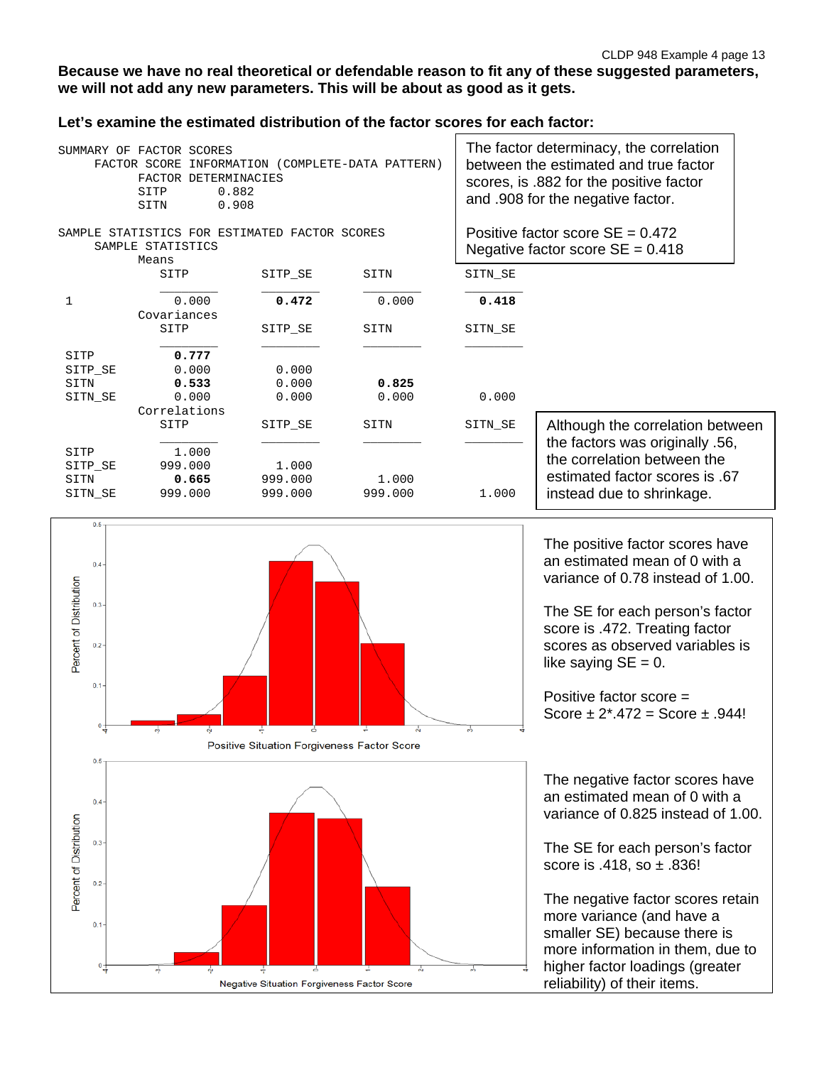**Because we have no real theoretical or defendable reason to fit any of these suggested parameters, we will not add any new parameters. This will be about as good as it gets.**

**Let's examine the estimated distribution of the factor scores for each factor:**

```
SUMMARY OF FACTOR SCORES
     FACTOR SCORE INFORMATION (COMPLETE-DATA PATTERN)
           FACTOR DETERMINACIES
           SITP         0.882
           SITN         0.908

SAMPLE STATISTICS FOR ESTIMATED FACTOR SCORES
     SAMPLE STATISTICS
           Means
              SITP          SITP_SE       SITN          SITN_SE
              ________      ________      ________      ________
 1              0.000         0.472         0.000         0.418
           Covariances
              SITP          SITP_SE       SITN          SITN_SE
              ________      ________      ________      ________
 SITP           0.777
 SITP_SE        0.000         0.000
 SITN           0.533         0.000         0.825
 SITN_SE        0.000         0.000         0.000         0.000
           Correlations
              SITP          SITP_SE       SITN          SITN_SE
              ________      ________      ________      ________
 SITP           1.000
 SITP_SE      999.000         1.000
 SITN           0.665       999.000         1.000
 SITN_SE      999.000       999.000       999.000         1.000
```

The factor determinacy, the correlation between the estimated and true factor scores, is .882 for the positive factor and .908 for the negative factor.

Positive factor score SE = 0.472
Negative factor score SE = 0.418

Although the correlation between the factors was originally .56, the correlation between the estimated factor scores is .67 instead due to shrinkage.

The positive factor scores have an estimated mean of 0 with a variance of 0.78 instead of 1.00.

The SE for each person's factor score is .472. Treating factor scores as observed variables is like saying SE = 0.

Positive factor score = Score ± 2*.472 = Score ± .944!

The negative factor scores have an estimated mean of 0 with a variance of 0.825 instead of 1.00.

The SE for each person's factor score is .418, so ± .836!

The negative factor scores retain more variance (and have a smaller SE) because there is more information in them, due to higher factor loadings (greater reliability) of their items.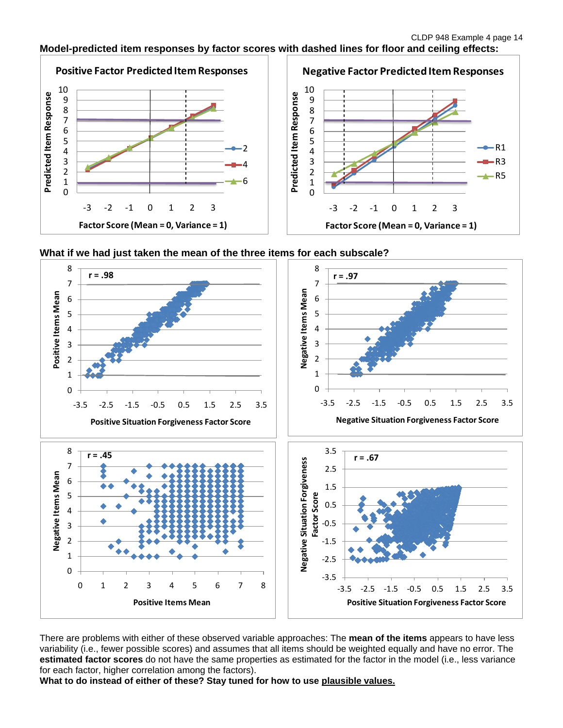**Model-predicted item responses by factor scores with dashed lines for floor and ceiling effects:**

**What if we had just taken the mean of the three items for each subscale?**

There are problems with either of these observed variable approaches: The **mean of the items** appears to have less variability (i.e., fewer possible scores) and assumes that all items should be weighted equally and have no error. The **estimated factor scores** do not have the same properties as estimated for the factor in the model (i.e., less variance for each factor, higher correlation among the factors).

**What to do instead of either of these? Stay tuned for how to use plausible values.**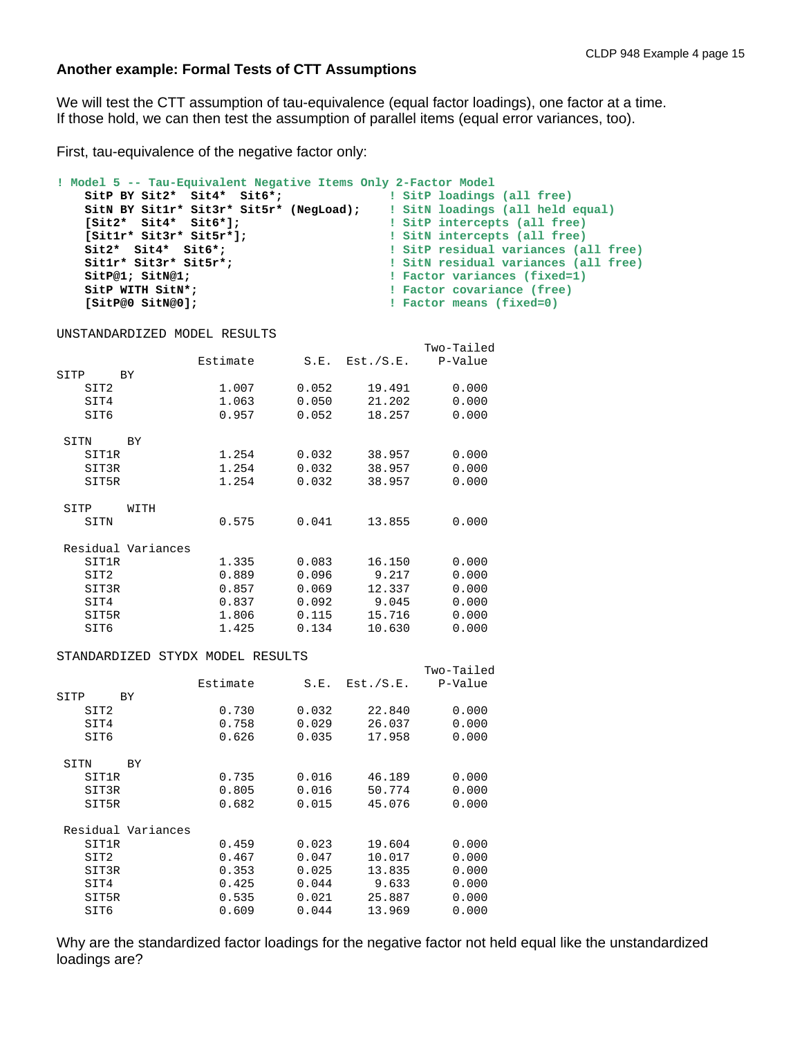### Another example: Formal Tests of CTT Assumptions

We will test the CTT assumption of tau-equivalence (equal factor loadings), one factor at a time. If those hold, we can then test the assumption of parallel items (equal error variances, too).

First, tau-equivalence of the negative factor only:

```
! Model 5 -- Tau-Equivalent Negative Items Only 2-Factor Model
    SitP BY Sit2*  Sit4*  Sit6*;                 ! SitP loadings (all free)
    SitN BY Sit1r* Sit3r* Sit5r* (NegLoad);     ! SitN loadings (all held equal)
    [Sit2*  Sit4*  Sit6*];                       ! SitP intercepts (all free)
    [Sit1r* Sit3r* Sit5r*];                      ! SitN intercepts (all free)
    Sit2*  Sit4*  Sit6*;                         ! SitP residual variances (all free)
    Sit1r* Sit3r* Sit5r*;                        ! SitN residual variances (all free)
    SitP@1; SitN@1;                              ! Factor variances (fixed=1)
    SitP WITH SitN*;                             ! Factor covariance (free)
    [SitP@0 SitN@0];                             ! Factor means (fixed=0)
```

```
UNSTANDARDIZED MODEL RESULTS
                                                    Two-Tailed
                    Estimate       S.E.  Est./S.E.    P-Value
SITP     BY
    SIT2               1.007      0.052     19.491      0.000
    SIT4               1.063      0.050     21.202      0.000
    SIT6               0.957      0.052     18.257      0.000

 SITN     BY
    SIT1R              1.254      0.032     38.957      0.000
    SIT3R              1.254      0.032     38.957      0.000
    SIT5R              1.254      0.032     38.957      0.000

 SITP     WITH
    SITN               0.575      0.041     13.855      0.000

 Residual Variances
    SIT1R              1.335      0.083     16.150      0.000
    SIT2               0.889      0.096      9.217      0.000
    SIT3R              0.857      0.069     12.337      0.000
    SIT4               0.837      0.092      9.045      0.000
    SIT5R              1.806      0.115     15.716      0.000
    SIT6               1.425      0.134     10.630      0.000

STANDARDIZED STYDX MODEL RESULTS
                                                    Two-Tailed
                    Estimate       S.E.  Est./S.E.    P-Value
SITP     BY
    SIT2               0.730      0.032     22.840      0.000
    SIT4               0.758      0.029     26.037      0.000
    SIT6               0.626      0.035     17.958      0.000

 SITN     BY
    SIT1R              0.735      0.016     46.189      0.000
    SIT3R              0.805      0.016     50.774      0.000
    SIT5R              0.682      0.015     45.076      0.000

 Residual Variances
    SIT1R              0.459      0.023     19.604      0.000
    SIT2               0.467      0.047     10.017      0.000
    SIT3R              0.353      0.025     13.835      0.000
    SIT4               0.425      0.044      9.633      0.000
    SIT5R              0.535      0.021     25.887      0.000
    SIT6               0.609      0.044     13.969      0.000
```

Why are the standardized factor loadings for the negative factor not held equal like the unstandardized loadings are?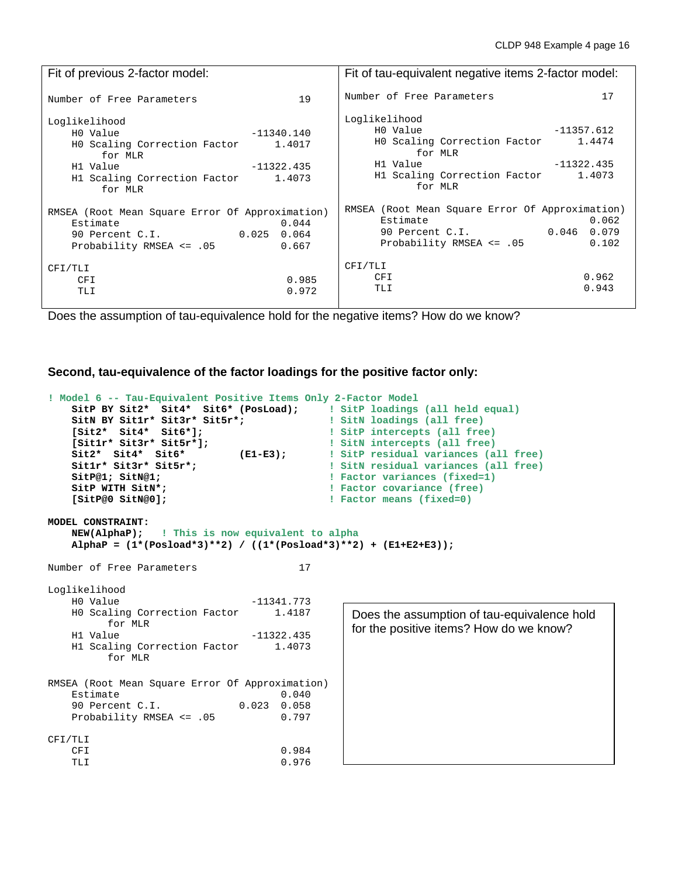| Fit of previous 2-factor model: | Fit of tau-equivalent negative items 2-factor model: |
|---|---|
| <pre>Number of Free Parameters                   19<br><br>Loglikelihood<br>    H0 Value                          -11340.140<br>    H0 Scaling Correction Factor          1.4017<br>         for MLR<br>    H1 Value                          -11322.435<br>    H1 Scaling Correction Factor          1.4073<br>         for MLR<br><br>RMSEA (Root Mean Square Error Of Approximation)<br>    Estimate                               0.044<br>    90 Percent C.I.                 0.025  0.064<br>    Probability RMSEA <= .05               0.667<br><br>CFI/TLI<br>     CFI                                   0.985<br>     TLI                                   0.972</pre> | <pre>Number of Free Parameters                   17<br><br>Loglikelihood<br>     H0 Value                         -11357.612<br>     H0 Scaling Correction Factor         1.4474<br>          for MLR<br>     H1 Value                         -11322.435<br>     H1 Scaling Correction Factor         1.4073<br>          for MLR<br><br>RMSEA (Root Mean Square Error Of Approximation)<br>     Estimate                              0.062<br>     90 Percent C.I.                0.046  0.079<br>     Probability RMSEA <= .05              0.102<br><br>CFI/TLI<br>     CFI                                  0.962<br>     TLI                                  0.943</pre> |

Does the assumption of tau-equivalence hold for the negative items? How do we know?

**Second, tau-equivalence of the factor loadings for the positive factor only:**

```
! Model 6 -- Tau-Equivalent Positive Items Only 2-Factor Model
    SitP BY Sit2*  Sit4*  Sit6* (PosLoad);      ! SitP loadings (all held equal)
    SitN BY Sit1r* Sit3r* Sit5r*;               ! SitN loadings (all free)
    [Sit2*  Sit4*  Sit6*];                      ! SitP intercepts (all free)
    [Sit1r* Sit3r* Sit5r*];                     ! SitN intercepts (all free)
    Sit2*  Sit4*  Sit6*        (E1-E3);         ! SitP residual variances (all free)
    Sit1r* Sit3r* Sit5r*;                       ! SitN residual variances (all free)
    SitP@1; SitN@1;                             ! Factor variances (fixed=1)
    SitP WITH SitN*;                            ! Factor covariance (free)
    [SitP@0 SitN@0];                            ! Factor means (fixed=0)

MODEL CONSTRAINT:
    NEW(AlphaP);   ! This is now equivalent to alpha
    AlphaP = (1*(Posload*3)**2) / ((1*(Posload*3)**2) + (E1+E2+E3));
```

```
Number of Free Parameters                   17

Loglikelihood
    H0 Value                          -11341.773
    H0 Scaling Correction Factor          1.4187
         for MLR
    H1 Value                          -11322.435
    H1 Scaling Correction Factor          1.4073
         for MLR

RMSEA (Root Mean Square Error Of Approximation)
    Estimate                               0.040
    90 Percent C.I.                 0.023  0.058
    Probability RMSEA <= .05               0.797

CFI/TLI
    CFI                                    0.984
    TLI                                    0.976
```

Does the assumption of tau-equivalence hold for the positive items? How do we know?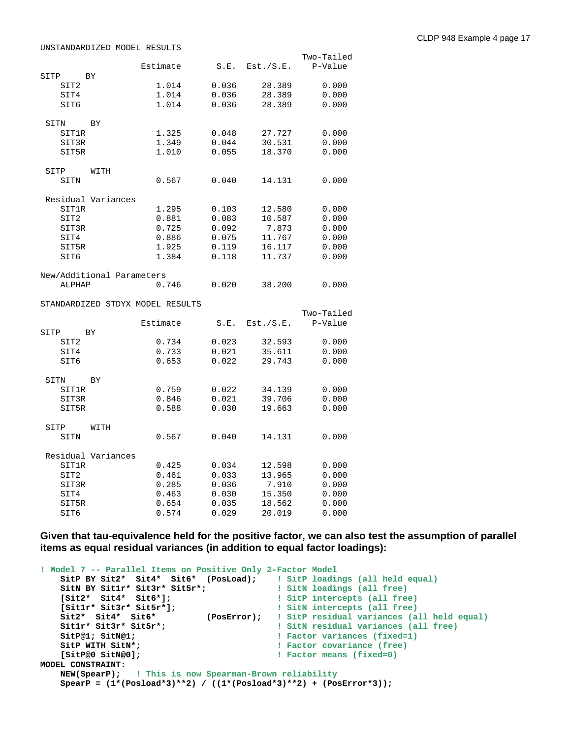```
UNSTANDARDIZED MODEL RESULTS
                                                    Two-Tailed
                    Estimate       S.E.  Est./S.E.    P-Value
SITP     BY
    SIT2               1.014      0.036     28.389      0.000
    SIT4               1.014      0.036     28.389      0.000
    SIT6               1.014      0.036     28.389      0.000

 SITN     BY
    SIT1R              1.325      0.048     27.727      0.000
    SIT3R              1.349      0.044     30.531      0.000
    SIT5R              1.010      0.055     18.370      0.000

 SITP     WITH
    SITN               0.567      0.040     14.131      0.000

 Residual Variances
    SIT1R              1.295      0.103     12.580      0.000
    SIT2               0.881      0.083     10.587      0.000
    SIT3R              0.725      0.092      7.873      0.000
    SIT4               0.886      0.075     11.767      0.000
    SIT5R              1.925      0.119     16.117      0.000
    SIT6               1.384      0.118     11.737      0.000

New/Additional Parameters
    ALPHAP             0.746      0.020     38.200      0.000

STANDARDIZED STDYX MODEL RESULTS
                                                    Two-Tailed
                    Estimate       S.E.  Est./S.E.    P-Value
SITP     BY
    SIT2               0.734      0.023     32.593      0.000
    SIT4               0.733      0.021     35.611      0.000
    SIT6               0.653      0.022     29.743      0.000

 SITN     BY
    SIT1R              0.759      0.022     34.139      0.000
    SIT3R              0.846      0.021     39.706      0.000
    SIT5R              0.588      0.030     19.663      0.000

 SITP     WITH
    SITN               0.567      0.040     14.131      0.000

 Residual Variances
    SIT1R              0.425      0.034     12.598      0.000
    SIT2               0.461      0.033     13.965      0.000
    SIT3R              0.285      0.036      7.910      0.000
    SIT4               0.463      0.030     15.350      0.000
    SIT5R              0.654      0.035     18.562      0.000
    SIT6               0.574      0.029     20.019      0.000
```

**Given that tau-equivalence held for the positive factor, we can also test the assumption of parallel items as equal residual variances (in addition to equal factor loadings):**

```
! Model 7 -- Parallel Items on Positive Only 2-Factor Model
    SitP BY Sit2*  Sit4*  Sit6*  (PosLoad);    ! SitP loadings (all held equal)
    SitN BY Sit1r* Sit3r* Sit5r*;              ! SitN loadings (all free)
    [Sit2*  Sit4*  Sit6*];                     ! SitP intercepts (all free)
    [Sit1r* Sit3r* Sit5r*];                    ! SitN intercepts (all free)
    Sit2*  Sit4*  Sit6*          (PosError);   ! SitP residual variances (all held equal)
    Sit1r* Sit3r* Sit5r*;                      ! SitN residual variances (all free)
    SitP@1; SitN@1;                            ! Factor variances (fixed=1)
    SitP WITH SitN*;                           ! Factor covariance (free)
    [SitP@0 SitN@0];                           ! Factor means (fixed=0)
MODEL CONSTRAINT:
    NEW(SpearP);   ! This is now Spearman-Brown reliability
    SpearP = (1*(Posload*3)**2) / ((1*(Posload*3)**2) + (PosError*3));
```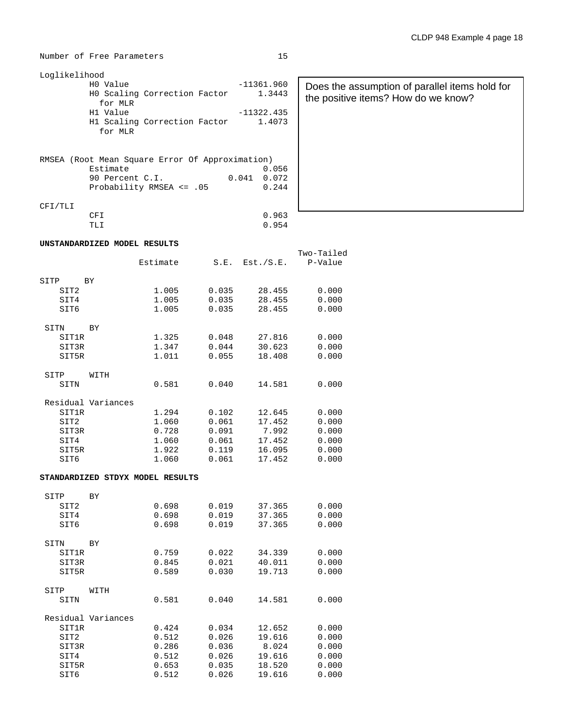```
Number of Free Parameters                        15

Loglikelihood
          H0 Value                       -11361.960
          H0 Scaling Correction Factor       1.3443
            for MLR
          H1 Value                       -11322.435
          H1 Scaling Correction Factor       1.4073
            for MLR


RMSEA (Root Mean Square Error Of Approximation)
          Estimate                            0.056
          90 Percent C.I.               0.041  0.072
          Probability RMSEA <= .05            0.244

CFI/TLI
          CFI                                 0.963
          TLI                                 0.954
```

Does the assumption of parallel items hold for the positive items? How do we know?

**UNSTANDARDIZED MODEL RESULTS**

```
                                                    Two-Tailed
                    Estimate       S.E.  Est./S.E.    P-Value

SITP     BY
    SIT2               1.005      0.035     28.455      0.000
    SIT4               1.005      0.035     28.455      0.000
    SIT6               1.005      0.035     28.455      0.000

 SITN     BY
    SIT1R              1.325      0.048     27.816      0.000
    SIT3R              1.347      0.044     30.623      0.000
    SIT5R              1.011      0.055     18.408      0.000

 SITP     WITH
    SITN               0.581      0.040     14.581      0.000

 Residual Variances
    SIT1R              1.294      0.102     12.645      0.000
    SIT2               1.060      0.061     17.452      0.000
    SIT3R              0.728      0.091      7.992      0.000
    SIT4               1.060      0.061     17.452      0.000
    SIT5R              1.922      0.119     16.095      0.000
    SIT6               1.060      0.061     17.452      0.000
```

**STANDARDIZED STDYX MODEL RESULTS**

```
 SITP     BY
    SIT2               0.698      0.019     37.365      0.000
    SIT4               0.698      0.019     37.365      0.000
    SIT6               0.698      0.019     37.365      0.000

 SITN     BY
    SIT1R              0.759      0.022     34.339      0.000
    SIT3R              0.845      0.021     40.011      0.000
    SIT5R              0.589      0.030     19.713      0.000

 SITP     WITH
    SITN               0.581      0.040     14.581      0.000

 Residual Variances
    SIT1R              0.424      0.034     12.652      0.000
    SIT2               0.512      0.026     19.616      0.000
    SIT3R              0.286      0.036      8.024      0.000
    SIT4               0.512      0.026     19.616      0.000
    SIT5R              0.653      0.035     18.520      0.000
    SIT6               0.512      0.026     19.616      0.000
```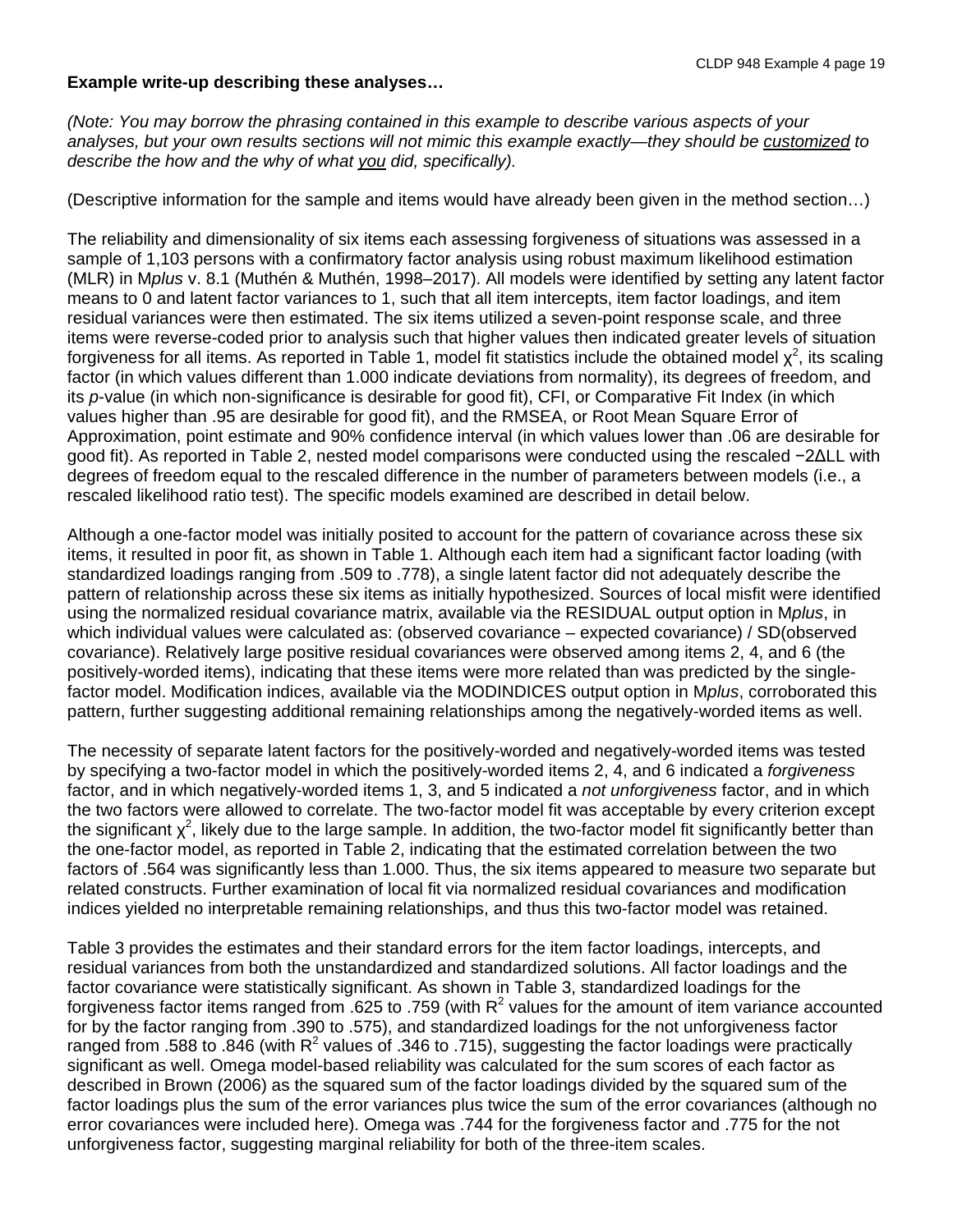**Example write-up describing these analyses…**

*(Note: You may borrow the phrasing contained in this example to describe various aspects of your analyses, but your own results sections will not mimic this example exactly—they should be* *customized* *to describe the how and the why of what* *you* *did, specifically).*

(Descriptive information for the sample and items would have already been given in the method section…)

The reliability and dimensionality of six items each assessing forgiveness of situations was assessed in a sample of 1,103 persons with a confirmatory factor analysis using robust maximum likelihood estimation (MLR) in M*plus* v. 8.1 (Muthén & Muthén, 1998–2017). All models were identified by setting any latent factor means to 0 and latent factor variances to 1, such that all item intercepts, item factor loadings, and item residual variances were then estimated. The six items utilized a seven-point response scale, and three items were reverse-coded prior to analysis such that higher values then indicated greater levels of situation forgiveness for all items. As reported in Table 1, model fit statistics include the obtained model $\chi^2$, its scaling factor (in which values different than 1.000 indicate deviations from normality), its degrees of freedom, and its *p*-value (in which non-significance is desirable for good fit), CFI, or Comparative Fit Index (in which values higher than .95 are desirable for good fit), and the RMSEA, or Root Mean Square Error of Approximation, point estimate and 90% confidence interval (in which values lower than .06 are desirable for good fit). As reported in Table 2, nested model comparisons were conducted using the rescaled $-2\Delta LL$ with degrees of freedom equal to the rescaled difference in the number of parameters between models (i.e., a rescaled likelihood ratio test). The specific models examined are described in detail below.

Although a one-factor model was initially posited to account for the pattern of covariance across these six items, it resulted in poor fit, as shown in Table 1. Although each item had a significant factor loading (with standardized loadings ranging from .509 to .778), a single latent factor did not adequately describe the pattern of relationship across these six items as initially hypothesized. Sources of local misfit were identified using the normalized residual covariance matrix, available via the RESIDUAL output option in M*plus*, in which individual values were calculated as: (observed covariance – expected covariance) / SD(observed covariance). Relatively large positive residual covariances were observed among items 2, 4, and 6 (the positively-worded items), indicating that these items were more related than was predicted by the single-factor model. Modification indices, available via the MODINDICES output option in M*plus*, corroborated this pattern, further suggesting additional remaining relationships among the negatively-worded items as well.

The necessity of separate latent factors for the positively-worded and negatively-worded items was tested by specifying a two-factor model in which the positively-worded items 2, 4, and 6 indicated a *forgiveness* factor, and in which negatively-worded items 1, 3, and 5 indicated a *not unforgiveness* factor, and in which the two factors were allowed to correlate. The two-factor model fit was acceptable by every criterion except the significant $\chi^2$, likely due to the large sample. In addition, the two-factor model fit significantly better than the one-factor model, as reported in Table 2, indicating that the estimated correlation between the two factors of .564 was significantly less than 1.000. Thus, the six items appeared to measure two separate but related constructs. Further examination of local fit via normalized residual covariances and modification indices yielded no interpretable remaining relationships, and thus this two-factor model was retained.

Table 3 provides the estimates and their standard errors for the item factor loadings, intercepts, and residual variances from both the unstandardized and standardized solutions. All factor loadings and the factor covariance were statistically significant. As shown in Table 3, standardized loadings for the forgiveness factor items ranged from .625 to .759 (with $R^2$ values for the amount of item variance accounted for by the factor ranging from .390 to .575), and standardized loadings for the not unforgiveness factor ranged from .588 to .846 (with $R^2$ values of .346 to .715), suggesting the factor loadings were practically significant as well. Omega model-based reliability was calculated for the sum scores of each factor as described in Brown (2006) as the squared sum of the factor loadings divided by the squared sum of the factor loadings plus the sum of the error variances plus twice the sum of the error covariances (although no error covariances were included here). Omega was .744 for the forgiveness factor and .775 for the not unforgiveness factor, suggesting marginal reliability for both of the three-item scales.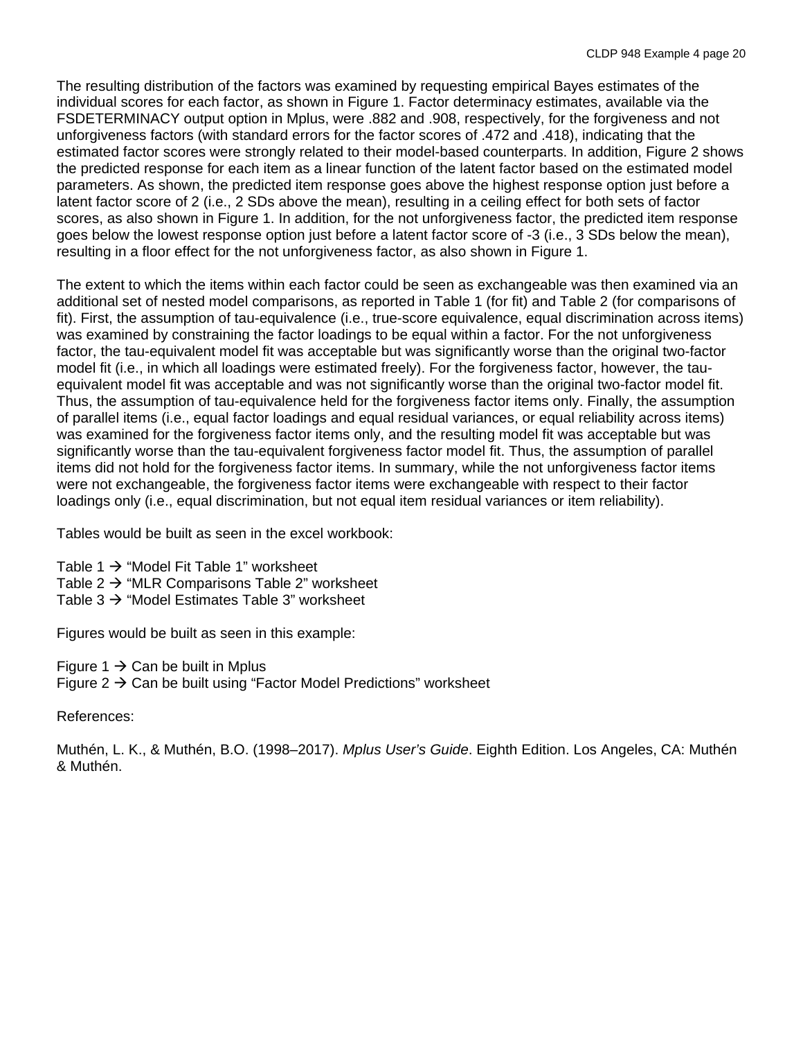The resulting distribution of the factors was examined by requesting empirical Bayes estimates of the individual scores for each factor, as shown in Figure 1. Factor determinacy estimates, available via the FSDETERMINACY output option in Mplus, were .882 and .908, respectively, for the forgiveness and not unforgiveness factors (with standard errors for the factor scores of .472 and .418), indicating that the estimated factor scores were strongly related to their model-based counterparts. In addition, Figure 2 shows the predicted response for each item as a linear function of the latent factor based on the estimated model parameters. As shown, the predicted item response goes above the highest response option just before a latent factor score of 2 (i.e., 2 SDs above the mean), resulting in a ceiling effect for both sets of factor scores, as also shown in Figure 1. In addition, for the not unforgiveness factor, the predicted item response goes below the lowest response option just before a latent factor score of -3 (i.e., 3 SDs below the mean), resulting in a floor effect for the not unforgiveness factor, as also shown in Figure 1.

The extent to which the items within each factor could be seen as exchangeable was then examined via an additional set of nested model comparisons, as reported in Table 1 (for fit) and Table 2 (for comparisons of fit). First, the assumption of tau-equivalence (i.e., true-score equivalence, equal discrimination across items) was examined by constraining the factor loadings to be equal within a factor. For the not unforgiveness factor, the tau-equivalent model fit was acceptable but was significantly worse than the original two-factor model fit (i.e., in which all loadings were estimated freely). For the forgiveness factor, however, the tau-equivalent model fit was acceptable and was not significantly worse than the original two-factor model fit. Thus, the assumption of tau-equivalence held for the forgiveness factor items only. Finally, the assumption of parallel items (i.e., equal factor loadings and equal residual variances, or equal reliability across items) was examined for the forgiveness factor items only, and the resulting model fit was acceptable but was significantly worse than the tau-equivalent forgiveness factor model fit. Thus, the assumption of parallel items did not hold for the forgiveness factor items. In summary, while the not unforgiveness factor items were not exchangeable, the forgiveness factor items were exchangeable with respect to their factor loadings only (i.e., equal discrimination, but not equal item residual variances or item reliability).

Tables would be built as seen in the excel workbook:

Table 1 → “Model Fit Table 1” worksheet
Table 2 → “MLR Comparisons Table 2” worksheet
Table 3 → “Model Estimates Table 3” worksheet

Figures would be built as seen in this example:

Figure 1 → Can be built in Mplus
Figure 2 → Can be built using “Factor Model Predictions” worksheet

References:

Muthén, L. K., & Muthén, B.O. (1998–2017). *Mplus User’s Guide*. Eighth Edition. Los Angeles, CA: Muthén & Muthén.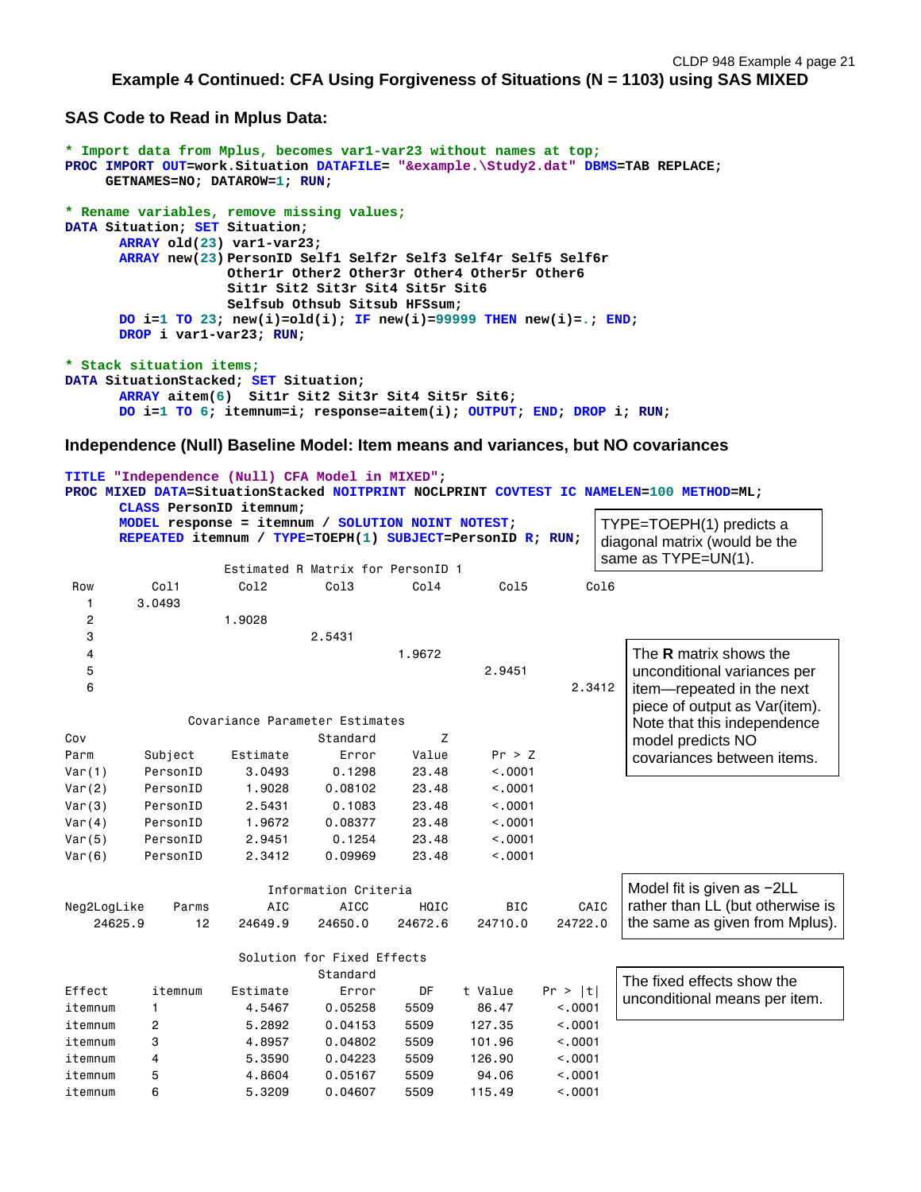# Example 4 Continued: CFA Using Forgiveness of Situations (N = 1103) using SAS MIXED

## SAS Code to Read in Mplus Data:

```
* Import data from Mplus, becomes var1-var23 without names at top;
PROC IMPORT OUT=work.Situation DATAFILE= "&example.\Study2.dat" DBMS=TAB REPLACE;
     GETNAMES=NO; DATAROW=1; RUN;

* Rename variables, remove missing values;
DATA Situation; SET Situation;
      ARRAY old(23) var1-var23;
      ARRAY new(23) PersonID Self1 Self2r Self3 Self4r Self5 Self6r
                    Other1r Other2 Other3r Other4 Other5r Other6
                    Sit1r Sit2 Sit3r Sit4 Sit5r Sit6
                    Selfsub Othsub Sitsub HFSsum;
      DO i=1 TO 23; new(i)=old(i); IF new(i)=99999 THEN new(i)=.; END;
      DROP i var1-var23; RUN;

* Stack situation items;
DATA SituationStacked; SET Situation;
      ARRAY aitem(6)  Sit1r Sit2 Sit3r Sit4 Sit5r Sit6;
      DO i=1 TO 6; itemnum=i; response=aitem(i); OUTPUT; END; DROP i; RUN;
```

## Independence (Null) Baseline Model: Item means and variances, but NO covariances

```
TITLE "Independence (Null) CFA Model in MIXED";
PROC MIXED DATA=SituationStacked NOITPRINT NOCLPRINT COVTEST IC NAMELEN=100 METHOD=ML;
      CLASS PersonID itemnum;
      MODEL response = itemnum / SOLUTION NOINT NOTEST;
      REPEATED itemnum / TYPE=TOEPH(1) SUBJECT=PersonID R; RUN;
```

TYPE=TOEPH(1) predicts a diagonal matrix (would be the same as TYPE=UN(1).

Estimated R Matrix for PersonID 1

| Row | Col1 | Col2 | Col3 | Col4 | Col5 | Col6 |
|---|---|---|---|---|---|---|
| 1 | 3.0493 | | | | | |
| 2 | | 1.9028 | | | | |
| 3 | | | 2.5431 | | | |
| 4 | | | | 1.9672 | | |
| 5 | | | | | 2.9451 | |
| 6 | | | | | | 2.3412 |

The **R** matrix shows the unconditional variances per item—repeated in the next piece of output as Var(item). Note that this independence model predicts NO covariances between items.

Covariance Parameter Estimates

| Cov Parm | Subject | Estimate | Standard Error | Z Value | Pr > Z |
|---|---|---|---|---|---|
| Var(1) | PersonID | 3.0493 | 0.1298 | 23.48 | <.0001 |
| Var(2) | PersonID | 1.9028 | 0.08102 | 23.48 | <.0001 |
| Var(3) | PersonID | 2.5431 | 0.1083 | 23.48 | <.0001 |
| Var(4) | PersonID | 1.9672 | 0.08377 | 23.48 | <.0001 |
| Var(5) | PersonID | 2.9451 | 0.1254 | 23.48 | <.0001 |
| Var(6) | PersonID | 2.3412 | 0.09969 | 23.48 | <.0001 |

Information Criteria

| Neg2LogLike | Parms | AIC | AICC | HQIC | BIC | CAIC |
|---|---|---|---|---|---|---|
| 24625.9 | 12 | 24649.9 | 24650.0 | 24672.6 | 24710.0 | 24722.0 |

Model fit is given as −2LL rather than LL (but otherwise is the same as given from Mplus).

Solution for Fixed Effects

| Effect | itemnum | Estimate | Standard Error | DF | t Value | Pr > \|t\| |
|---|---|---|---|---|---|---|
| itemnum | 1 | 4.5467 | 0.05258 | 5509 | 86.47 | <.0001 |
| itemnum | 2 | 5.2892 | 0.04153 | 5509 | 127.35 | <.0001 |
| itemnum | 3 | 4.8957 | 0.04802 | 5509 | 101.96 | <.0001 |
| itemnum | 4 | 5.3590 | 0.04223 | 5509 | 126.90 | <.0001 |
| itemnum | 5 | 4.8604 | 0.05167 | 5509 | 94.06 | <.0001 |
| itemnum | 6 | 5.3209 | 0.04607 | 5509 | 115.49 | <.0001 |

The fixed effects show the unconditional means per item.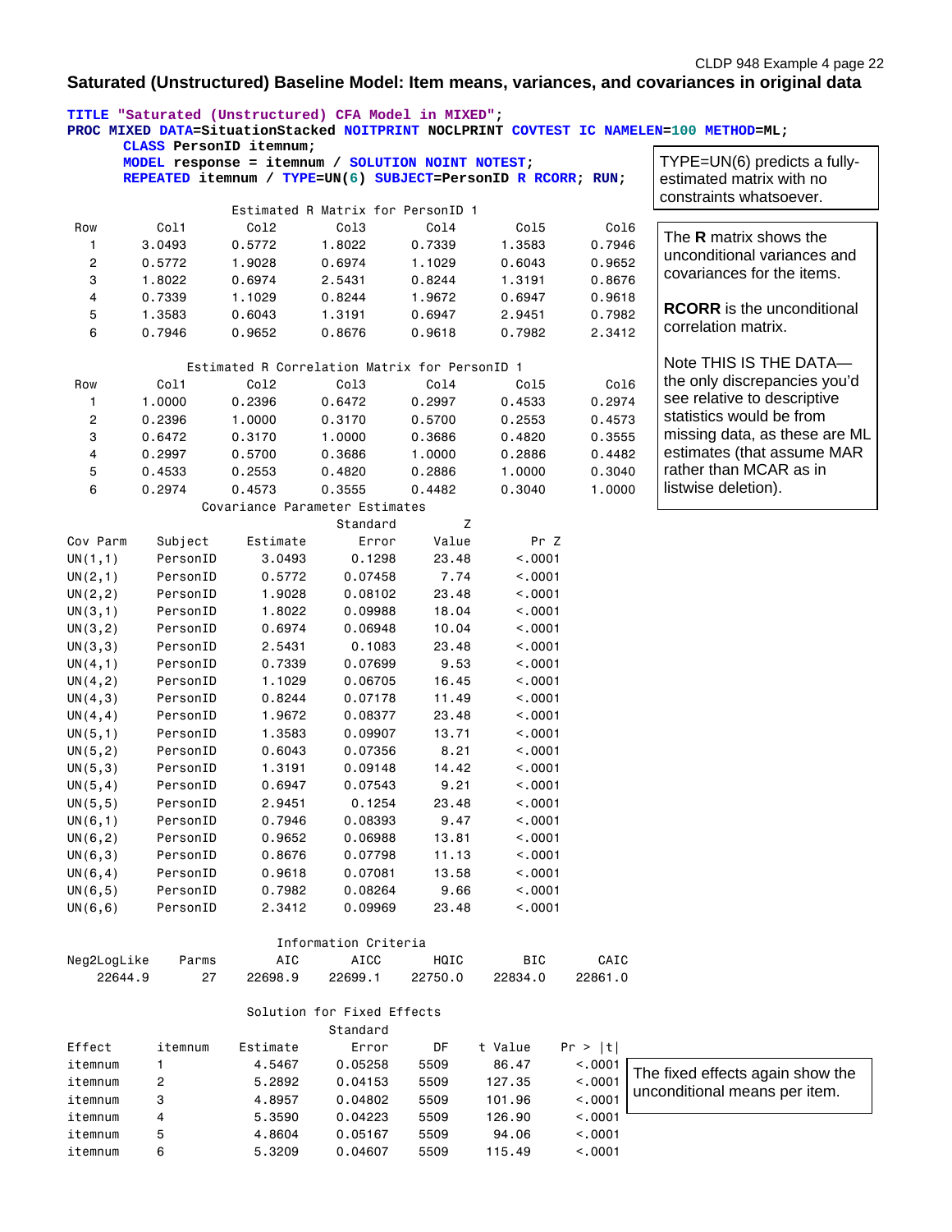## Saturated (Unstructured) Baseline Model: Item means, variances, and covariances in original data

```
TITLE "Saturated (Unstructured) CFA Model in MIXED";
PROC MIXED DATA=SituationStacked NOITPRINT NOCLPRINT COVTEST IC NAMELEN=100 METHOD=ML;
     CLASS PersonID itemnum;
     MODEL response = itemnum / SOLUTION NOINT NOTEST;
     REPEATED itemnum / TYPE=UN(6) SUBJECT=PersonID R RCORR; RUN;
```

TYPE=UN(6) predicts a fully-estimated matrix with no constraints whatsoever.

Estimated R Matrix for PersonID 1

| Row | Col1 | Col2 | Col3 | Col4 | Col5 | Col6 |
|---|---|---|---|---|---|---|
| 1 | 3.0493 | 0.5772 | 1.8022 | 0.7339 | 1.3583 | 0.7946 |
| 2 | 0.5772 | 1.9028 | 0.6974 | 1.1029 | 0.6043 | 0.9652 |
| 3 | 1.8022 | 0.6974 | 2.5431 | 0.8244 | 1.3191 | 0.8676 |
| 4 | 0.7339 | 1.1029 | 0.8244 | 1.9672 | 0.6947 | 0.9618 |
| 5 | 1.3583 | 0.6043 | 1.3191 | 0.6947 | 2.9451 | 0.7982 |
| 6 | 0.7946 | 0.9652 | 0.8676 | 0.9618 | 0.7982 | 2.3412 |

The **R** matrix shows the unconditional variances and covariances for the items.

**RCORR** is the unconditional correlation matrix.

Note THIS IS THE DATA—the only discrepancies you'd see relative to descriptive statistics would be from missing data, as these are ML estimates (that assume MAR rather than MCAR as in listwise deletion).

Estimated R Correlation Matrix for PersonID 1

| Row | Col1 | Col2 | Col3 | Col4 | Col5 | Col6 |
|---|---|---|---|---|---|---|
| 1 | 1.0000 | 0.2396 | 0.6472 | 0.2997 | 0.4533 | 0.2974 |
| 2 | 0.2396 | 1.0000 | 0.3170 | 0.5700 | 0.2553 | 0.4573 |
| 3 | 0.6472 | 0.3170 | 1.0000 | 0.3686 | 0.4820 | 0.3555 |
| 4 | 0.2997 | 0.5700 | 0.3686 | 1.0000 | 0.2886 | 0.4482 |
| 5 | 0.4533 | 0.2553 | 0.4820 | 0.2886 | 1.0000 | 0.3040 |
| 6 | 0.2974 | 0.4573 | 0.3555 | 0.4482 | 0.3040 | 1.0000 |

Covariance Parameter Estimates

| Cov Parm | Subject | Estimate | Standard Error | Z Value | Pr Z |
|---|---|---|---|---|---|
| UN(1,1) | PersonID | 3.0493 | 0.1298 | 23.48 | <.0001 |
| UN(2,1) | PersonID | 0.5772 | 0.07458 | 7.74 | <.0001 |
| UN(2,2) | PersonID | 1.9028 | 0.08102 | 23.48 | <.0001 |
| UN(3,1) | PersonID | 1.8022 | 0.09988 | 18.04 | <.0001 |
| UN(3,2) | PersonID | 0.6974 | 0.06948 | 10.04 | <.0001 |
| UN(3,3) | PersonID | 2.5431 | 0.1083 | 23.48 | <.0001 |
| UN(4,1) | PersonID | 0.7339 | 0.07699 | 9.53 | <.0001 |
| UN(4,2) | PersonID | 1.1029 | 0.06705 | 16.45 | <.0001 |
| UN(4,3) | PersonID | 0.8244 | 0.07178 | 11.49 | <.0001 |
| UN(4,4) | PersonID | 1.9672 | 0.08377 | 23.48 | <.0001 |
| UN(5,1) | PersonID | 1.3583 | 0.09907 | 13.71 | <.0001 |
| UN(5,2) | PersonID | 0.6043 | 0.07356 | 8.21 | <.0001 |
| UN(5,3) | PersonID | 1.3191 | 0.09148 | 14.42 | <.0001 |
| UN(5,4) | PersonID | 0.6947 | 0.07543 | 9.21 | <.0001 |
| UN(5,5) | PersonID | 2.9451 | 0.1254 | 23.48 | <.0001 |
| UN(6,1) | PersonID | 0.7946 | 0.08393 | 9.47 | <.0001 |
| UN(6,2) | PersonID | 0.9652 | 0.06988 | 13.81 | <.0001 |
| UN(6,3) | PersonID | 0.8676 | 0.07798 | 11.13 | <.0001 |
| UN(6,4) | PersonID | 0.9618 | 0.07081 | 13.58 | <.0001 |
| UN(6,5) | PersonID | 0.7982 | 0.08264 | 9.66 | <.0001 |
| UN(6,6) | PersonID | 2.3412 | 0.09969 | 23.48 | <.0001 |

Information Criteria

| Neg2LogLike | Parms | AIC | AICC | HQIC | BIC | CAIC |
|---|---|---|---|---|---|---|
| 22644.9 | 27 | 22698.9 | 22699.1 | 22750.0 | 22834.0 | 22861.0 |

Solution for Fixed Effects

| Effect | itemnum | Estimate | Standard Error | DF | t Value | Pr > \|t\| |
|---|---|---|---|---|---|---|
| itemnum | 1 | 4.5467 | 0.05258 | 5509 | 86.47 | <.0001 |
| itemnum | 2 | 5.2892 | 0.04153 | 5509 | 127.35 | <.0001 |
| itemnum | 3 | 4.8957 | 0.04802 | 5509 | 101.96 | <.0001 |
| itemnum | 4 | 5.3590 | 0.04223 | 5509 | 126.90 | <.0001 |
| itemnum | 5 | 4.8604 | 0.05167 | 5509 | 94.06 | <.0001 |
| itemnum | 6 | 5.3209 | 0.04607 | 5509 | 115.49 | <.0001 |

The fixed effects again show the unconditional means per item.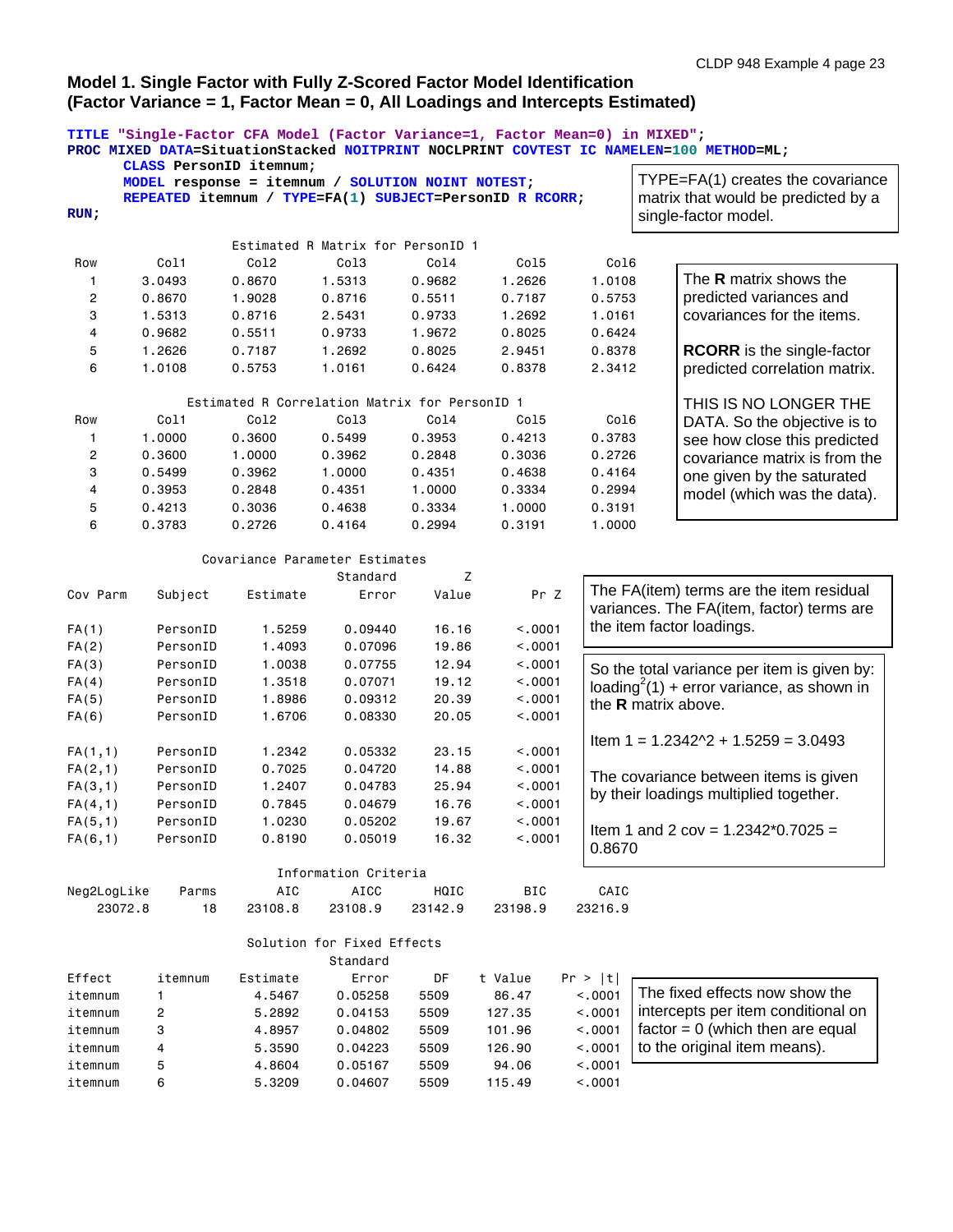## Model 1. Single Factor with Fully Z-Scored Factor Model Identification (Factor Variance = 1, Factor Mean = 0, All Loadings and Intercepts Estimated)

```
TITLE "Single-Factor CFA Model (Factor Variance=1, Factor Mean=0) in MIXED";
PROC MIXED DATA=SituationStacked NOITPRINT NOCLPRINT COVTEST IC NAMELEN=100 METHOD=ML;
     CLASS PersonID itemnum;
     MODEL response = itemnum / SOLUTION NOINT NOTEST;
     REPEATED itemnum / TYPE=FA(1) SUBJECT=PersonID R RCORR;
RUN;
```

TYPE=FA(1) creates the covariance matrix that would be predicted by a single-factor model.

Estimated R Matrix for PersonID 1

| Row | Col1 | Col2 | Col3 | Col4 | Col5 | Col6 |
|---|---|---|---|---|---|---|
| 1 | 3.0493 | 0.8670 | 1.5313 | 0.9682 | 1.2626 | 1.0108 |
| 2 | 0.8670 | 1.9028 | 0.8716 | 0.5511 | 0.7187 | 0.5753 |
| 3 | 1.5313 | 0.8716 | 2.5431 | 0.9733 | 1.2692 | 1.0161 |
| 4 | 0.9682 | 0.5511 | 0.9733 | 1.9672 | 0.8025 | 0.6424 |
| 5 | 1.2626 | 0.7187 | 1.2692 | 0.8025 | 2.9451 | 0.8378 |
| 6 | 1.0108 | 0.5753 | 1.0161 | 0.6424 | 0.8378 | 2.3412 |

Estimated R Correlation Matrix for PersonID 1

| Row | Col1 | Col2 | Col3 | Col4 | Col5 | Col6 |
|---|---|---|---|---|---|---|
| 1 | 1.0000 | 0.3600 | 0.5499 | 0.3953 | 0.4213 | 0.3783 |
| 2 | 0.3600 | 1.0000 | 0.3962 | 0.2848 | 0.3036 | 0.2726 |
| 3 | 0.5499 | 0.3962 | 1.0000 | 0.4351 | 0.4638 | 0.4164 |
| 4 | 0.3953 | 0.2848 | 0.4351 | 1.0000 | 0.3334 | 0.2994 |
| 5 | 0.4213 | 0.3036 | 0.4638 | 0.3334 | 1.0000 | 0.3191 |
| 6 | 0.3783 | 0.2726 | 0.4164 | 0.2994 | 0.3191 | 1.0000 |

The **R** matrix shows the predicted variances and covariances for the items.

**RCORR** is the single-factor predicted correlation matrix.

THIS IS NO LONGER THE DATA. So the objective is to see how close this predicted covariance matrix is from the one given by the saturated model (which was the data).

Covariance Parameter Estimates

| Cov Parm | Subject | Estimate | Standard Error | Z Value | Pr Z |
|---|---|---|---|---|---|
| FA(1) | PersonID | 1.5259 | 0.09440 | 16.16 | <.0001 |
| FA(2) | PersonID | 1.4093 | 0.07096 | 19.86 | <.0001 |
| FA(3) | PersonID | 1.0038 | 0.07755 | 12.94 | <.0001 |
| FA(4) | PersonID | 1.3518 | 0.07071 | 19.12 | <.0001 |
| FA(5) | PersonID | 1.8986 | 0.09312 | 20.39 | <.0001 |
| FA(6) | PersonID | 1.6706 | 0.08330 | 20.05 | <.0001 |
| FA(1,1) | PersonID | 1.2342 | 0.05332 | 23.15 | <.0001 |
| FA(2,1) | PersonID | 0.7025 | 0.04720 | 14.88 | <.0001 |
| FA(3,1) | PersonID | 1.2407 | 0.04783 | 25.94 | <.0001 |
| FA(4,1) | PersonID | 0.7845 | 0.04679 | 16.76 | <.0001 |
| FA(5,1) | PersonID | 1.0230 | 0.05202 | 19.67 | <.0001 |
| FA(6,1) | PersonID | 0.8190 | 0.05019 | 16.32 | <.0001 |

The FA(item) terms are the item residual variances. The FA(item, factor) terms are the item factor loadings.

So the total variance per item is given by: loading$^2$(1) + error variance, as shown in the **R** matrix above.

Item 1 = 1.2342^2 + 1.5259 = 3.0493

The covariance between items is given by their loadings multiplied together.

Item 1 and 2 cov = 1.2342*0.7025 = 0.8670

Information Criteria

| Neg2LogLike | Parms | AIC | AICC | HQIC | BIC | CAIC |
|---|---|---|---|---|---|---|
| 23072.8 | 18 | 23108.8 | 23108.9 | 23142.9 | 23198.9 | 23216.9 |

Solution for Fixed Effects

| Effect | itemnum | Estimate | Standard Error | DF | t Value | Pr > \|t\| |
|---|---|---|---|---|---|---|
| itemnum | 1 | 4.5467 | 0.05258 | 5509 | 86.47 | <.0001 |
| itemnum | 2 | 5.2892 | 0.04153 | 5509 | 127.35 | <.0001 |
| itemnum | 3 | 4.8957 | 0.04802 | 5509 | 101.96 | <.0001 |
| itemnum | 4 | 5.3590 | 0.04223 | 5509 | 126.90 | <.0001 |
| itemnum | 5 | 4.8604 | 0.05167 | 5509 | 94.06 | <.0001 |
| itemnum | 6 | 5.3209 | 0.04607 | 5509 | 115.49 | <.0001 |

The fixed effects now show the intercepts per item conditional on factor = 0 (which then are equal to the original item means).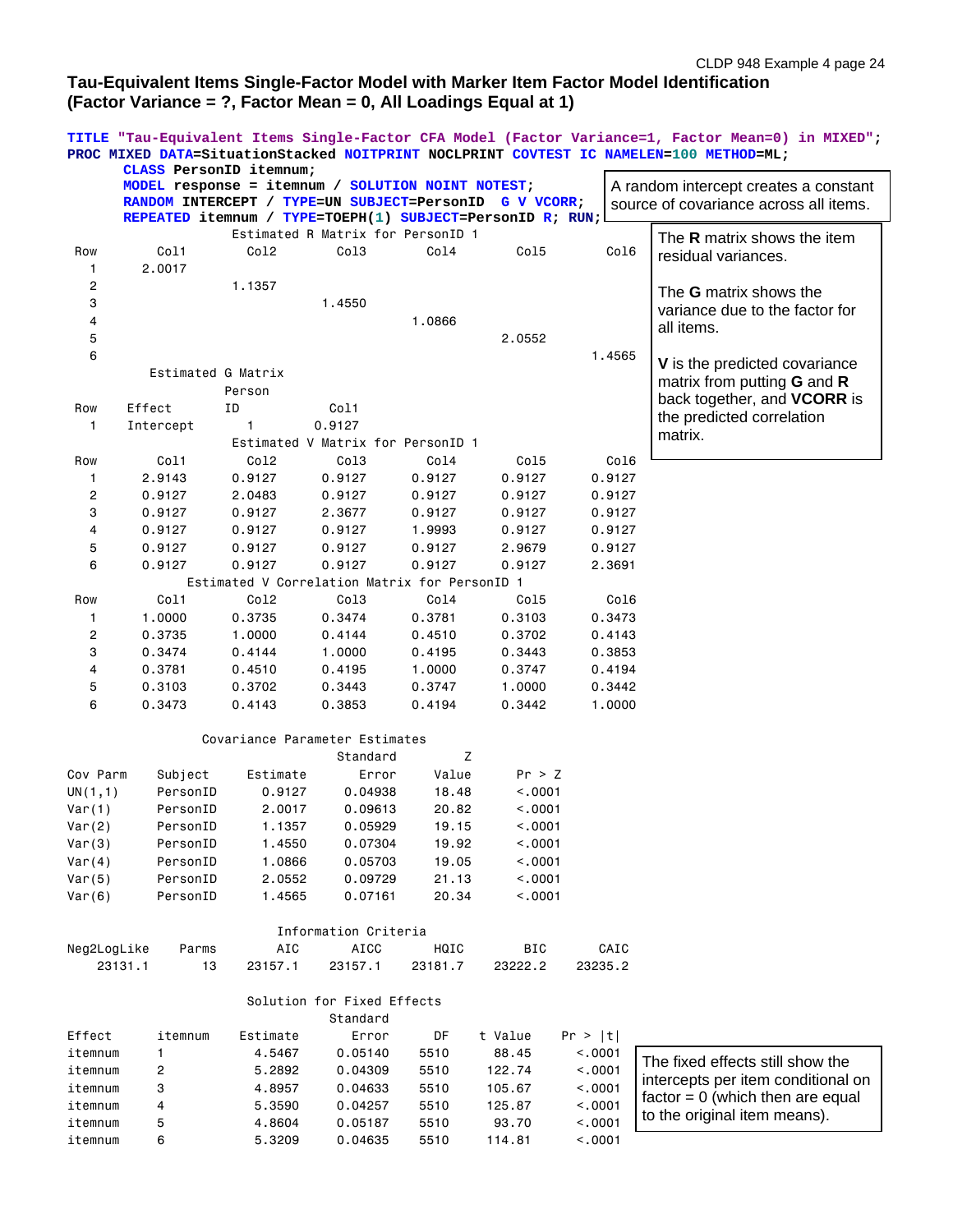## Tau-Equivalent Items Single-Factor Model with Marker Item Factor Model Identification (Factor Variance = ?, Factor Mean = 0, All Loadings Equal at 1)

```
TITLE "Tau-Equivalent Items Single-Factor CFA Model (Factor Variance=1, Factor Mean=0) in MIXED";
PROC MIXED DATA=SituationStacked NOITPRINT NOCLPRINT COVTEST IC NAMELEN=100 METHOD=ML;
     CLASS PersonID itemnum;
     MODEL response = itemnum / SOLUTION NOINT NOTEST;
     RANDOM INTERCEPT / TYPE=UN SUBJECT=PersonID  G V VCORR;
     REPEATED itemnum / TYPE=TOEPH(1) SUBJECT=PersonID R; RUN;
```

A random intercept creates a constant source of covariance across all items.

The **R** matrix shows the item residual variances.

The **G** matrix shows the variance due to the factor for all items.

**V** is the predicted covariance matrix from putting **G** and **R** back together, and **VCORR** is the predicted correlation matrix.

Estimated R Matrix for PersonID 1

| Row | Col1 | Col2 | Col3 | Col4 | Col5 | Col6 |
|---|---|---|---|---|---|---|
| 1 | 2.0017 | | | | | |
| 2 | | 1.1357 | | | | |
| 3 | | | 1.4550 | | | |
| 4 | | | | 1.0866 | | |
| 5 | | | | | 2.0552 | |
| 6 | | | | | | 1.4565 |

Estimated G Matrix

| Row | Effect | Person ID | Col1 |
|---|---|---|---|
| 1 | Intercept | 1 | 0.9127 |

Estimated V Matrix for PersonID 1

| Row | Col1 | Col2 | Col3 | Col4 | Col5 | Col6 |
|---|---|---|---|---|---|---|
| 1 | 2.9143 | 0.9127 | 0.9127 | 0.9127 | 0.9127 | 0.9127 |
| 2 | 0.9127 | 2.0483 | 0.9127 | 0.9127 | 0.9127 | 0.9127 |
| 3 | 0.9127 | 0.9127 | 2.3677 | 0.9127 | 0.9127 | 0.9127 |
| 4 | 0.9127 | 0.9127 | 0.9127 | 1.9993 | 0.9127 | 0.9127 |
| 5 | 0.9127 | 0.9127 | 0.9127 | 0.9127 | 2.9679 | 0.9127 |
| 6 | 0.9127 | 0.9127 | 0.9127 | 0.9127 | 0.9127 | 2.3691 |

Estimated V Correlation Matrix for PersonID 1

| Row | Col1 | Col2 | Col3 | Col4 | Col5 | Col6 |
|---|---|---|---|---|---|---|
| 1 | 1.0000 | 0.3735 | 0.3474 | 0.3781 | 0.3103 | 0.3473 |
| 2 | 0.3735 | 1.0000 | 0.4144 | 0.4510 | 0.3702 | 0.4143 |
| 3 | 0.3474 | 0.4144 | 1.0000 | 0.4195 | 0.3443 | 0.3853 |
| 4 | 0.3781 | 0.4510 | 0.4195 | 1.0000 | 0.3747 | 0.4194 |
| 5 | 0.3103 | 0.3702 | 0.3443 | 0.3747 | 1.0000 | 0.3442 |
| 6 | 0.3473 | 0.4143 | 0.3853 | 0.4194 | 0.3442 | 1.0000 |

Covariance Parameter Estimates

| Cov Parm | Subject | Estimate | Standard Error | Z Value | Pr > Z |
|---|---|---|---|---|---|
| UN(1,1) | PersonID | 0.9127 | 0.04938 | 18.48 | <.0001 |
| Var(1) | PersonID | 2.0017 | 0.09613 | 20.82 | <.0001 |
| Var(2) | PersonID | 1.1357 | 0.05929 | 19.15 | <.0001 |
| Var(3) | PersonID | 1.4550 | 0.07304 | 19.92 | <.0001 |
| Var(4) | PersonID | 1.0866 | 0.05703 | 19.05 | <.0001 |
| Var(5) | PersonID | 2.0552 | 0.09729 | 21.13 | <.0001 |
| Var(6) | PersonID | 1.4565 | 0.07161 | 20.34 | <.0001 |

Information Criteria

| Neg2LogLike | Parms | AIC | AICC | HQIC | BIC | CAIC |
|---|---|---|---|---|---|---|
| 23131.1 | 13 | 23157.1 | 23157.1 | 23181.7 | 23222.2 | 23235.2 |

Solution for Fixed Effects

| Effect | itemnum | Estimate | Standard Error | DF | t Value | Pr > \|t\| |
|---|---|---|---|---|---|---|
| itemnum | 1 | 4.5467 | 0.05140 | 5510 | 88.45 | <.0001 |
| itemnum | 2 | 5.2892 | 0.04309 | 5510 | 122.74 | <.0001 |
| itemnum | 3 | 4.8957 | 0.04633 | 5510 | 105.67 | <.0001 |
| itemnum | 4 | 5.3590 | 0.04257 | 5510 | 125.87 | <.0001 |
| itemnum | 5 | 4.8604 | 0.05187 | 5510 | 93.70 | <.0001 |
| itemnum | 6 | 5.3209 | 0.04635 | 5510 | 114.81 | <.0001 |

The fixed effects still show the intercepts per item conditional on factor = 0 (which then are equal to the original item means).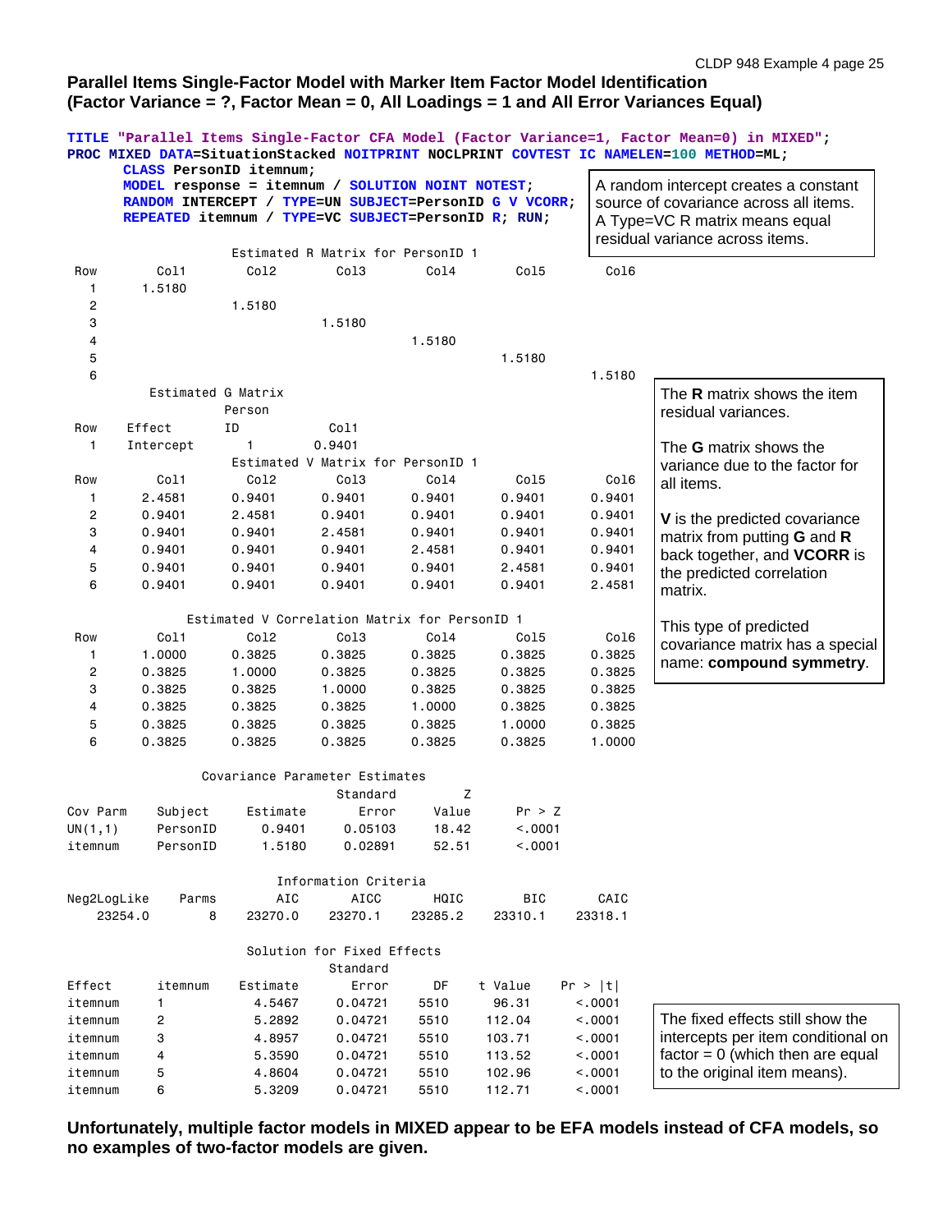## Parallel Items Single-Factor Model with Marker Item Factor Model Identification (Factor Variance = ?, Factor Mean = 0, All Loadings = 1 and All Error Variances Equal)

```
TITLE "Parallel Items Single-Factor CFA Model (Factor Variance=1, Factor Mean=0) in MIXED";
PROC MIXED DATA=SituationStacked NOITPRINT NOCLPRINT COVTEST IC NAMELEN=100 METHOD=ML;
     CLASS PersonID itemnum;
     MODEL response = itemnum / SOLUTION NOINT NOTEST;
     RANDOM INTERCEPT / TYPE=UN SUBJECT=PersonID G V VCORR;
     REPEATED itemnum / TYPE=VC SUBJECT=PersonID R; RUN;
```

A random intercept creates a constant source of covariance across all items. A Type=VC R matrix means equal residual variance across items.

Estimated R Matrix for PersonID 1

| Row | Col1 | Col2 | Col3 | Col4 | Col5 | Col6 |
|---|---|---|---|---|---|---|
| 1 | 1.5180 | | | | | |
| 2 | | 1.5180 | | | | |
| 3 | | | 1.5180 | | | |
| 4 | | | | 1.5180 | | |
| 5 | | | | | 1.5180 | |
| 6 | | | | | | 1.5180 |

Estimated G Matrix

| Row | Effect | Person ID | Col1 |
|---|---|---|---|
| 1 | Intercept | 1 | 0.9401 |

Estimated V Matrix for PersonID 1

| Row | Col1 | Col2 | Col3 | Col4 | Col5 | Col6 |
|---|---|---|---|---|---|---|
| 1 | 2.4581 | 0.9401 | 0.9401 | 0.9401 | 0.9401 | 0.9401 |
| 2 | 0.9401 | 2.4581 | 0.9401 | 0.9401 | 0.9401 | 0.9401 |
| 3 | 0.9401 | 0.9401 | 2.4581 | 0.9401 | 0.9401 | 0.9401 |
| 4 | 0.9401 | 0.9401 | 0.9401 | 2.4581 | 0.9401 | 0.9401 |
| 5 | 0.9401 | 0.9401 | 0.9401 | 0.9401 | 2.4581 | 0.9401 |
| 6 | 0.9401 | 0.9401 | 0.9401 | 0.9401 | 0.9401 | 2.4581 |

Estimated V Correlation Matrix for PersonID 1

| Row | Col1 | Col2 | Col3 | Col4 | Col5 | Col6 |
|---|---|---|---|---|---|---|
| 1 | 1.0000 | 0.3825 | 0.3825 | 0.3825 | 0.3825 | 0.3825 |
| 2 | 0.3825 | 1.0000 | 0.3825 | 0.3825 | 0.3825 | 0.3825 |
| 3 | 0.3825 | 0.3825 | 1.0000 | 0.3825 | 0.3825 | 0.3825 |
| 4 | 0.3825 | 0.3825 | 0.3825 | 1.0000 | 0.3825 | 0.3825 |
| 5 | 0.3825 | 0.3825 | 0.3825 | 0.3825 | 1.0000 | 0.3825 |
| 6 | 0.3825 | 0.3825 | 0.3825 | 0.3825 | 0.3825 | 1.0000 |

The **R** matrix shows the item residual variances.

The **G** matrix shows the variance due to the factor for all items.

**V** is the predicted covariance matrix from putting **G** and **R** back together, and **VCORR** is the predicted correlation matrix.

This type of predicted covariance matrix has a special name: **compound symmetry**.

Covariance Parameter Estimates

| Cov Parm | Subject | Estimate | Standard Error | Z Value | Pr > Z |
|---|---|---|---|---|---|
| UN(1,1) | PersonID | 0.9401 | 0.05103 | 18.42 | <.0001 |
| itemnum | PersonID | 1.5180 | 0.02891 | 52.51 | <.0001 |

Information Criteria

| Neg2LogLike | Parms | AIC | AICC | HQIC | BIC | CAIC |
|---|---|---|---|---|---|---|
| 23254.0 | 8 | 23270.0 | 23270.1 | 23285.2 | 23310.1 | 23318.1 |

Solution for Fixed Effects

| Effect | itemnum | Estimate | Standard Error | DF | t Value | Pr > \|t\| |
|---|---|---|---|---|---|---|
| itemnum | 1 | 4.5467 | 0.04721 | 5510 | 96.31 | <.0001 |
| itemnum | 2 | 5.2892 | 0.04721 | 5510 | 112.04 | <.0001 |
| itemnum | 3 | 4.8957 | 0.04721 | 5510 | 103.71 | <.0001 |
| itemnum | 4 | 5.3590 | 0.04721 | 5510 | 113.52 | <.0001 |
| itemnum | 5 | 4.8604 | 0.04721 | 5510 | 102.96 | <.0001 |
| itemnum | 6 | 5.3209 | 0.04721 | 5510 | 112.71 | <.0001 |

The fixed effects still show the intercepts per item conditional on factor = 0 (which then are equal to the original item means).

**Unfortunately, multiple factor models in MIXED appear to be EFA models instead of CFA models, so no examples of two-factor models are given.**